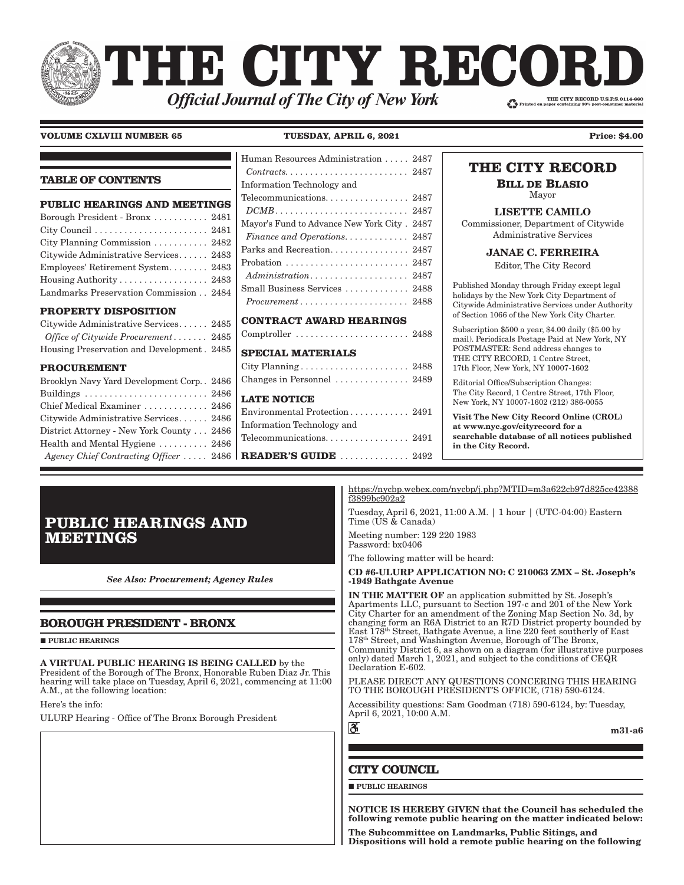# THE CITY RECORD

***Official Journal of The City of New York***

THE CITY RECORD U.S.P.S.0114-660
Printed on paper containing 30% post-consumer material

**VOLUME CXLVIII NUMBER 65** **TUESDAY, APRIL 6, 2021** **Price: $4.00**

## TABLE OF CONTENTS

**PUBLIC HEARINGS AND MEETINGS**

Borough President - Bronx . . . . . . . . . . . 2481
City Council . . . . . . . . . . . . . . . . . . . . . . . 2481
City Planning Commission . . . . . . . . . . . 2482
Citywide Administrative Services. . . . . . 2483
Employees' Retirement System. . . . . . . . 2483
Housing Authority . . . . . . . . . . . . . . . . . . 2483
Landmarks Preservation Commission . . 2484

**PROPERTY DISPOSITION**

Citywide Administrative Services. . . . . . 2485
*Office of Citywide Procurement* . . . . . . . 2485
Housing Preservation and Development . 2485

**PROCUREMENT**

Brooklyn Navy Yard Development Corp. . 2486
Buildings . . . . . . . . . . . . . . . . . . . . . . . . . 2486
Chief Medical Examiner . . . . . . . . . . . . . 2486
Citywide Administrative Services. . . . . . 2486
District Attorney - New York County . . . 2486
Health and Mental Hygiene . . . . . . . . . . 2486
*Agency Chief Contracting Officer* . . . . . 2486
Human Resources Administration . . . . . 2487
*Contracts*. . . . . . . . . . . . . . . . . . . . . . . . . 2487
Information Technology and Telecommunications. . . . . . . . . . . . . . . . 2487
*DCMB* . . . . . . . . . . . . . . . . . . . . . . . . . . 2487
Mayor's Fund to Advance New York City . 2487
*Finance and Operations*. . . . . . . . . . . . . 2487
Parks and Recreation. . . . . . . . . . . . . . . . 2487
Probation . . . . . . . . . . . . . . . . . . . . . . . . . 2487
*Administration*. . . . . . . . . . . . . . . . . . . . 2487
Small Business Services . . . . . . . . . . . . . 2488
*Procurement* . . . . . . . . . . . . . . . . . . . . . . 2488

**CONTRACT AWARD HEARINGS**

Comptroller . . . . . . . . . . . . . . . . . . . . . . . 2488

**SPECIAL MATERIALS**

City Planning . . . . . . . . . . . . . . . . . . . . . . 2488
Changes in Personnel . . . . . . . . . . . . . . . 2489

**LATE NOTICE**

Environmental Protection . . . . . . . . . . . . 2491
Information Technology and Telecommunications. . . . . . . . . . . . . . . . 2491

**READER'S GUIDE** . . . . . . . . . . . . . . 2492

---

**THE CITY RECORD**

**BILL DE BLASIO**
Mayor

**LISETTE CAMILO**
Commissioner, Department of Citywide Administrative Services

**JANAE C. FERREIRA**
Editor, The City Record

Published Monday through Friday except legal holidays by the New York City Department of Citywide Administrative Services under Authority of Section 1066 of the New York City Charter.

Subscription $500 a year, $4.00 daily ($5.00 by mail). Periodicals Postage Paid at New York, NY POSTMASTER: Send address changes to THE CITY RECORD, 1 Centre Street, 17th Floor, New York, NY 10007-1602

Editorial Office/Subscription Changes: The City Record, 1 Centre Street, 17th Floor, New York, NY 10007-1602 (212) 386-0055

**Visit The New City Record Online (CROL) at www.nyc.gov/cityrecord for a searchable database of all notices published in the City Record.**

---

# PUBLIC HEARINGS AND MEETINGS

***See Also: Procurement; Agency Rules***

## BOROUGH PRESIDENT - BRONX

■ **PUBLIC HEARINGS**

**A VIRTUAL PUBLIC HEARING IS BEING CALLED** by the President of the Borough of The Bronx, Honorable Ruben Diaz Jr. This hearing will take place on Tuesday, April 6, 2021, commencing at 11:00 A.M., at the following location:

Here's the info:

ULURP Hearing - Office of The Bronx Borough President

https://nycbp.webex.com/nycbp/j.php?MTID=m3a622cb97d825ce42388f3899bc902a2

Tuesday, April 6, 2021, 11:00 A.M. | 1 hour | (UTC-04:00) Eastern Time (US & Canada)

Meeting number: 129 220 1983
Password: bx0406

The following matter will be heard:

**CD #6-ULURP APPLICATION NO: C 210063 ZMX – St. Joseph's -1949 Bathgate Avenue**

**IN THE MATTER OF** an application submitted by St. Joseph's Apartments LLC, pursuant to Section 197-c and 201 of the New York City Charter for an amendment of the Zoning Map Section No. 3d, by changing form an R6A District to an R7D District property bounded by East 178th Street, Bathgate Avenue, a line 220 feet southerly of East 178th Street, and Washington Avenue, Borough of The Bronx, Community District 6, as shown on a diagram (for illustrative purposes only) dated March 1, 2021, and subject to the conditions of CEQR Declaration E-602.

PLEASE DIRECT ANY QUESTIONS CONCERNING THIS HEARING TO THE BOROUGH PRESIDENT'S OFFICE, (718) 590-6124.

Accessibility questions: Sam Goodman (718) 590-6124, by: Tuesday, April 6, 2021, 10:00 A.M.

♿

**m31-a6**

## CITY COUNCIL

■ **PUBLIC HEARINGS**

**NOTICE IS HEREBY GIVEN that the Council has scheduled the following remote public hearing on the matter indicated below:**

**The Subcommittee on Landmarks, Public Sitings, and Dispositions will hold a remote public hearing on the following**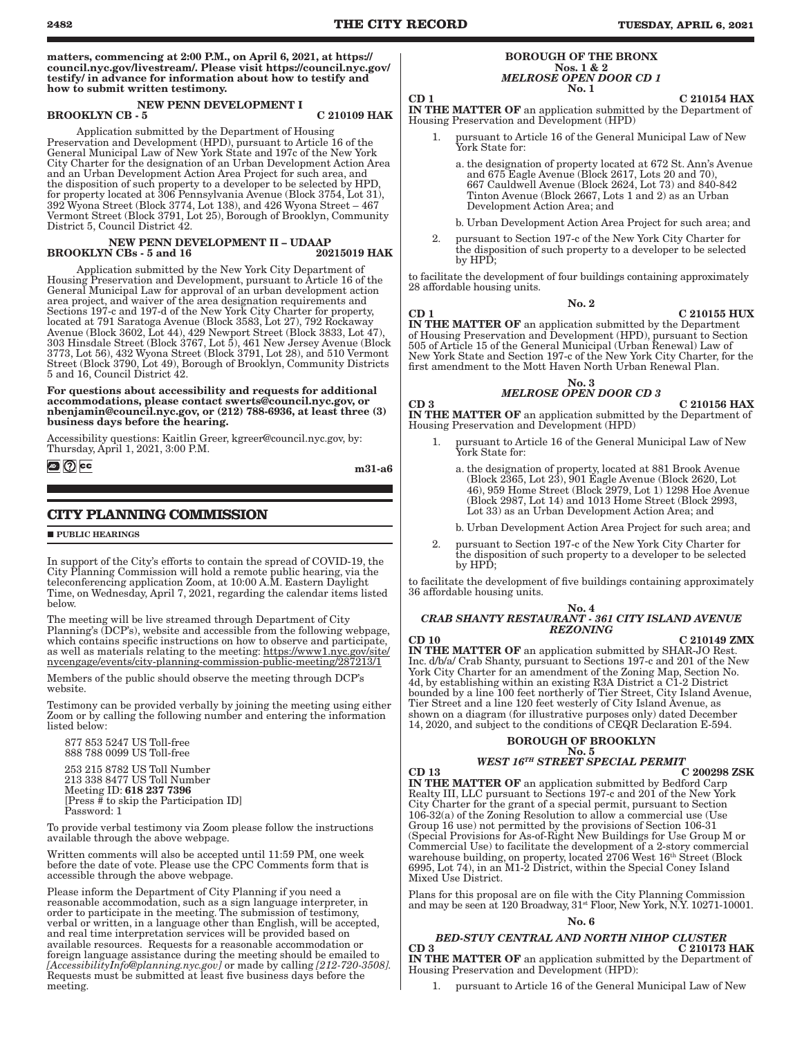**matters, commencing at 2:00 P.M., on April 6, 2021, at https://council.nyc.gov/livestream/. Please visit https://council.nyc.gov/testify/ in advance for information about how to testify and how to submit written testimony.**

**NEW PENN DEVELOPMENT I**
**BROOKLYN CB - 5** **C 210109 HAK**

Application submitted by the Department of Housing Preservation and Development (HPD), pursuant to Article 16 of the General Municipal Law of New York State and 197c of the New York City Charter for the designation of an Urban Development Action Area and an Urban Development Action Area Project for such area, and the disposition of such property to a developer to be selected by HPD, for property located at 306 Pennsylvania Avenue (Block 3754, Lot 31), 392 Wyona Street (Block 3774, Lot 138), and 426 Wyona Street – 467 Vermont Street (Block 3791, Lot 25), Borough of Brooklyn, Community District 5, Council District 42.

**NEW PENN DEVELOPMENT II – UDAAP**
**BROOKLYN CBs - 5 and 16** **20215019 HAK**

Application submitted by the New York City Department of Housing Preservation and Development, pursuant to Article 16 of the General Municipal Law for approval of an urban development action area project, and waiver of the area designation requirements and Sections 197-c and 197-d of the New York City Charter for property, located at 791 Saratoga Avenue (Block 3583, Lot 27), 792 Rockaway Avenue (Block 3602, Lot 44), 429 Newport Street (Block 3833, Lot 47), 303 Hinsdale Street (Block 3767, Lot 5), 461 New Jersey Avenue (Block 3773, Lot 56), 432 Wyona Street (Block 3791, Lot 28), and 510 Vermont Street (Block 3790, Lot 49), Borough of Brooklyn, Community Districts 5 and 16, Council District 42.

**For questions about accessibility and requests for additional accommodations, please contact swerts@council.nyc.gov, or nbenjamin@council.nyc.gov, or (212) 788-6936, at least three (3) business days before the hearing.**

Accessibility questions: Kaitlin Greer, kgreer@council.nyc.gov, by: Thursday, April 1, 2021, 3:00 P.M.

m31-a6

## CITY PLANNING COMMISSION

■ **PUBLIC HEARINGS**

In support of the City's efforts to contain the spread of COVID-19, the City Planning Commission will hold a remote public hearing, via the teleconferencing application Zoom, at 10:00 A.M. Eastern Daylight Time, on Wednesday, April 7, 2021, regarding the calendar items listed below.

The meeting will be live streamed through Department of City Planning's (DCP's), website and accessible from the following webpage, which contains specific instructions on how to observe and participate, as well as materials relating to the meeting: https://www1.nyc.gov/site/nycengage/events/city-planning-commission-public-meeting/287213/1

Members of the public should observe the meeting through DCP's website.

Testimony can be provided verbally by joining the meeting using either Zoom or by calling the following number and entering the information listed below:

877 853 5247 US Toll-free
888 788 0099 US Toll-free

253 215 8782 US Toll Number
213 338 8477 US Toll Number
Meeting ID: **618 237 7396**
[Press # to skip the Participation ID]
Password: 1

To provide verbal testimony via Zoom please follow the instructions available through the above webpage.

Written comments will also be accepted until 11:59 PM, one week before the date of vote. Please use the CPC Comments form that is accessible through the above webpage.

Please inform the Department of City Planning if you need a reasonable accommodation, such as a sign language interpreter, in order to participate in the meeting. The submission of testimony, verbal or written, in a language other than English, will be accepted, and real time interpretation services will be provided based on available resources. Requests for a reasonable accommodation or foreign language assistance during the meeting should be emailed to *[AccessibilityInfo@planning.nyc.gov]* or made by calling *[212-720-3508]*. Requests must be submitted at least five business days before the meeting.

**BOROUGH OF THE BRONX**
**Nos. 1 & 2**
***MELROSE OPEN DOOR CD 1***
**No. 1**

**CD 1** **C 210154 HAX**
**IN THE MATTER OF** an application submitted by the Department of Housing Preservation and Development (HPD)

1. pursuant to Article 16 of the General Municipal Law of New York State for:

   a. the designation of property located at 672 St. Ann's Avenue and 675 Eagle Avenue (Block 2617, Lots 20 and 70), 667 Cauldwell Avenue (Block 2624, Lot 73) and 840-842 Tinton Avenue (Block 2667, Lots 1 and 2) as an Urban Development Action Area; and

   b. Urban Development Action Area Project for such area; and

2. pursuant to Section 197-c of the New York City Charter for the disposition of such property to a developer to be selected by HPD;

to facilitate the development of four buildings containing approximately 28 affordable housing units.

**No. 2**

**CD 1** **C 210155 HUX**
**IN THE MATTER OF** an application submitted by the Department of Housing Preservation and Development (HPD), pursuant to Section 505 of Article 15 of the General Municipal (Urban Renewal) Law of New York State and Section 197-c of the New York City Charter, for the first amendment to the Mott Haven North Urban Renewal Plan.

**No. 3**
***MELROSE OPEN DOOR CD 3***

**CD 3** **C 210156 HAX**
**IN THE MATTER OF** an application submitted by the Department of Housing Preservation and Development (HPD)

1. pursuant to Article 16 of the General Municipal Law of New York State for:

   a. the designation of property, located at 881 Brook Avenue (Block 2365, Lot 23), 901 Eagle Avenue (Block 2620, Lot 46), 959 Home Street (Block 2979, Lot 1) 1298 Hoe Avenue (Block 2987, Lot 14) and 1013 Home Street (Block 2993, Lot 33) as an Urban Development Action Area; and

   b. Urban Development Action Area Project for such area; and

2. pursuant to Section 197-c of the New York City Charter for the disposition of such property to a developer to be selected by HPD;

to facilitate the development of five buildings containing approximately 36 affordable housing units.

**No. 4**
***CRAB SHANTY RESTAURANT - 361 CITY ISLAND AVENUE REZONING***

**CD 10** **C 210149 ZMX**
**IN THE MATTER OF** an application submitted by SHAR-JO Rest. Inc. d/b/a/ Crab Shanty, pursuant to Sections 197-c and 201 of the New York City Charter for an amendment of the Zoning Map, Section No. 4d, by establishing within an existing R3A District a C1-2 District bounded by a line 100 feet northerly of Tier Street, City Island Avenue, Tier Street and a line 120 feet westerly of City Island Avenue, as shown on a diagram (for illustrative purposes only) dated December 14, 2020, and subject to the conditions of CEQR Declaration E-594.

**BOROUGH OF BROOKLYN**
**No. 5**
***WEST 16TH STREET SPECIAL PERMIT***

**CD 13** **C 200298 ZSK**
**IN THE MATTER OF** an application submitted by Bedford Carp Realty III, LLC pursuant to Sections 197-c and 201 of the New York City Charter for the grant of a special permit, pursuant to Section 106-32(a) of the Zoning Resolution to allow a commercial use (Use Group 16 use) not permitted by the provisions of Section 106-31 (Special Provisions for As-of-Right New Buildings for Use Group M or Commercial Use) to facilitate the development of a 2-story commercial warehouse building, on property, located 2706 West 16th Street (Block 6995, Lot 74), in an M1-2 District, within the Special Coney Island Mixed Use District.

Plans for this proposal are on file with the City Planning Commission and may be seen at 120 Broadway, 31st Floor, New York, N.Y. 10271-10001.

**No. 6**
***BED-STUY CENTRAL AND NORTH NIHOP CLUSTER***

**CD 3** **C 210173 HAK**
**IN THE MATTER OF** an application submitted by the Department of Housing Preservation and Development (HPD):

1. pursuant to Article 16 of the General Municipal Law of New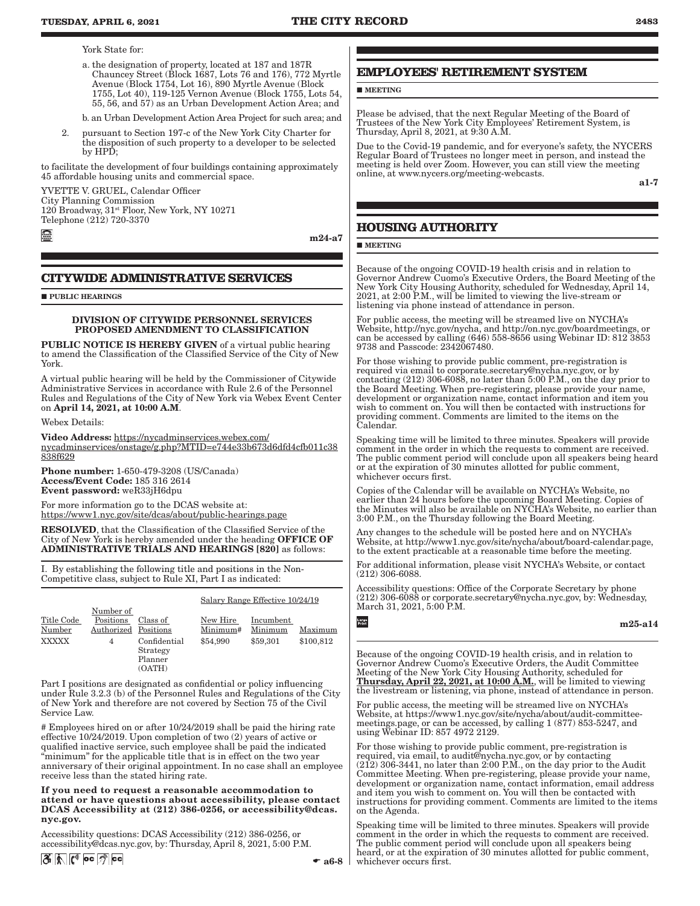York State for:

a. the designation of property, located at 187 and 187R Chauncey Street (Block 1687, Lots 76 and 176), 772 Myrtle Avenue (Block 1754, Lot 16), 890 Myrtle Avenue (Block 1755, Lot 40), 119-125 Vernon Avenue (Block 1755, Lots 54, 55, 56, and 57) as an Urban Development Action Area; and

b. an Urban Development Action Area Project for such area; and

2. pursuant to Section 197-c of the New York City Charter for the disposition of such property to a developer to be selected by HPD;

to facilitate the development of four buildings containing approximately 45 affordable housing units and commercial space.

YVETTE V. GRUEL, Calendar Officer
City Planning Commission
120 Broadway, 31st Floor, New York, NY 10271
Telephone (212) 720-3370

m24-a7

## CITYWIDE ADMINISTRATIVE SERVICES

■ PUBLIC HEARINGS

**DIVISION OF CITYWIDE PERSONNEL SERVICES PROPOSED AMENDMENT TO CLASSIFICATION**

**PUBLIC NOTICE IS HEREBY GIVEN** of a virtual public hearing to amend the Classification of the Classified Service of the City of New York.

A virtual public hearing will be held by the Commissioner of Citywide Administrative Services in accordance with Rule 2.6 of the Personnel Rules and Regulations of the City of New York via Webex Event Center on **April 14, 2021, at 10:00 A.M**.

Webex Details:

**Video Address:** https://nycadminservices.webex.com/nycadminservices/onstage/g.php?MTID=e744e33b673d6dfd4cfb011c38838f629

**Phone number:** 1-650-479-3208 (US/Canada)
**Access/Event Code:** 185 316 2614
**Event password:** weR33jH6dpu

For more information go to the DCAS website at: https://www1.nyc.gov/site/dcas/about/public-hearings.page

**RESOLVED**, that the Classification of the Classified Service of the City of New York is hereby amended under the heading **OFFICE OF ADMINISTRATIVE TRIALS AND HEARINGS [820]** as follows:

I. By establishing the following title and positions in the Non-Competitive class, subject to Rule XI, Part I as indicated:

| | | | Salary Range Effective 10/24/19 | | |
|---|---|---|---|---|---|
| Title Code Number | Number of Positions Authorized | Class of Positions | New Hire Minimum# | Incumbent Minimum | Maximum |
| XXXXX | 4 | Confidential Strategy Planner (OATH) | $54,990 | $59,301 | $100,812 |

Part I positions are designated as confidential or policy influencing under Rule 3.2.3 (b) of the Personnel Rules and Regulations of the City of New York and therefore are not covered by Section 75 of the Civil Service Law.

# Employees hired on or after 10/24/2019 shall be paid the hiring rate effective 10/24/2019. Upon completion of two (2) years of active or qualified inactive service, such employee shall be paid the indicated "minimum" for the applicable title that is in effect on the two year anniversary of their original appointment. In no case shall an employee receive less than the stated hiring rate.

**If you need to request a reasonable accommodation to attend or have questions about accessibility, please contact DCAS Accessibility at (212) 386-0256, or accessibility@dcas.nyc.gov.**

Accessibility questions: DCAS Accessibility (212) 386-0256, or accessibility@dcas.nyc.gov, by: Thursday, April 8, 2021, 5:00 P.M.

a6-8

## EMPLOYEES' RETIREMENT SYSTEM

■ MEETING

Please be advised, that the next Regular Meeting of the Board of Trustees of the New York City Employees' Retirement System, is Thursday, April 8, 2021, at 9:30 A.M.

Due to the Covid-19 pandemic, and for everyone's safety, the NYCERS Regular Board of Trustees no longer meet in person, and instead the meeting is held over Zoom. However, you can still view the meeting online, at www.nycers.org/meeting-webcasts.

a1-7

## HOUSING AUTHORITY

■ MEETING

Because of the ongoing COVID-19 health crisis and in relation to Governor Andrew Cuomo's Executive Orders, the Board Meeting of the New York City Housing Authority, scheduled for Wednesday, April 14, 2021, at 2:00 P.M., will be limited to viewing the live-stream or listening via phone instead of attendance in person.

For public access, the meeting will be streamed live on NYCHA's Website, http://nyc.gov/nycha, and http://on.nyc.gov/boardmeetings, or can be accessed by calling (646) 558-8656 using Webinar ID: 812 3853 9738 and Passcode: 2342067480.

For those wishing to provide public comment, pre-registration is required via email to corporate.secretary@nycha.nyc.gov, or by contacting (212) 306-6088, no later than 5:00 P.M., on the day prior to the Board Meeting. When pre-registering, please provide your name, development or organization name, contact information and item you wish to comment on. You will then be contacted with instructions for providing comment. Comments are limited to the items on the Calendar.

Speaking time will be limited to three minutes. Speakers will provide comment in the order in which the requests to comment are received. The public comment period will conclude upon all speakers being heard or at the expiration of 30 minutes allotted for public comment, whichever occurs first.

Copies of the Calendar will be available on NYCHA's Website, no earlier than 24 hours before the upcoming Board Meeting. Copies of the Minutes will also be available on NYCHA's Website, no earlier than 3:00 P.M., on the Thursday following the Board Meeting.

Any changes to the schedule will be posted here and on NYCHA's Website, at http://www1.nyc.gov/site/nycha/about/board-calendar.page, to the extent practicable at a reasonable time before the meeting.

For additional information, please visit NYCHA's Website, or contact (212) 306-6088.

Accessibility questions: Office of the Corporate Secretary by phone (212) 306-6088 or corporate.secretary@nycha.nyc.gov, by: Wednesday, March 31, 2021, 5:00 P.M.

m25-a14

Because of the ongoing COVID-19 health crisis, and in relation to Governor Andrew Cuomo's Executive Orders, the Audit Committee Meeting of the New York City Housing Authority, scheduled for **Thursday, April 22, 2021, at 10:00 A.M.**, will be limited to viewing the livestream or listening, via phone, instead of attendance in person.

For public access, the meeting will be streamed live on NYCHA's Website, at https://www1.nyc.gov/site/nycha/about/audit-committee-meetings.page, or can be accessed, by calling 1 (877) 853-5247, and using Webinar ID: 857 4972 2129.

For those wishing to provide public comment, pre-registration is required, via email, to audit@nycha.nyc.gov, or by contacting (212) 306-3441, no later than 2:00 P.M., on the day prior to the Audit Committee Meeting. When pre-registering, please provide your name, development or organization name, contact information, email address and item you wish to comment on. You will then be contacted with instructions for providing comment. Comments are limited to the items on the Agenda.

Speaking time will be limited to three minutes. Speakers will provide comment in the order in which the requests to comment are received. The public comment period will conclude upon all speakers being heard, or at the expiration of 30 minutes allotted for public comment, whichever occurs first.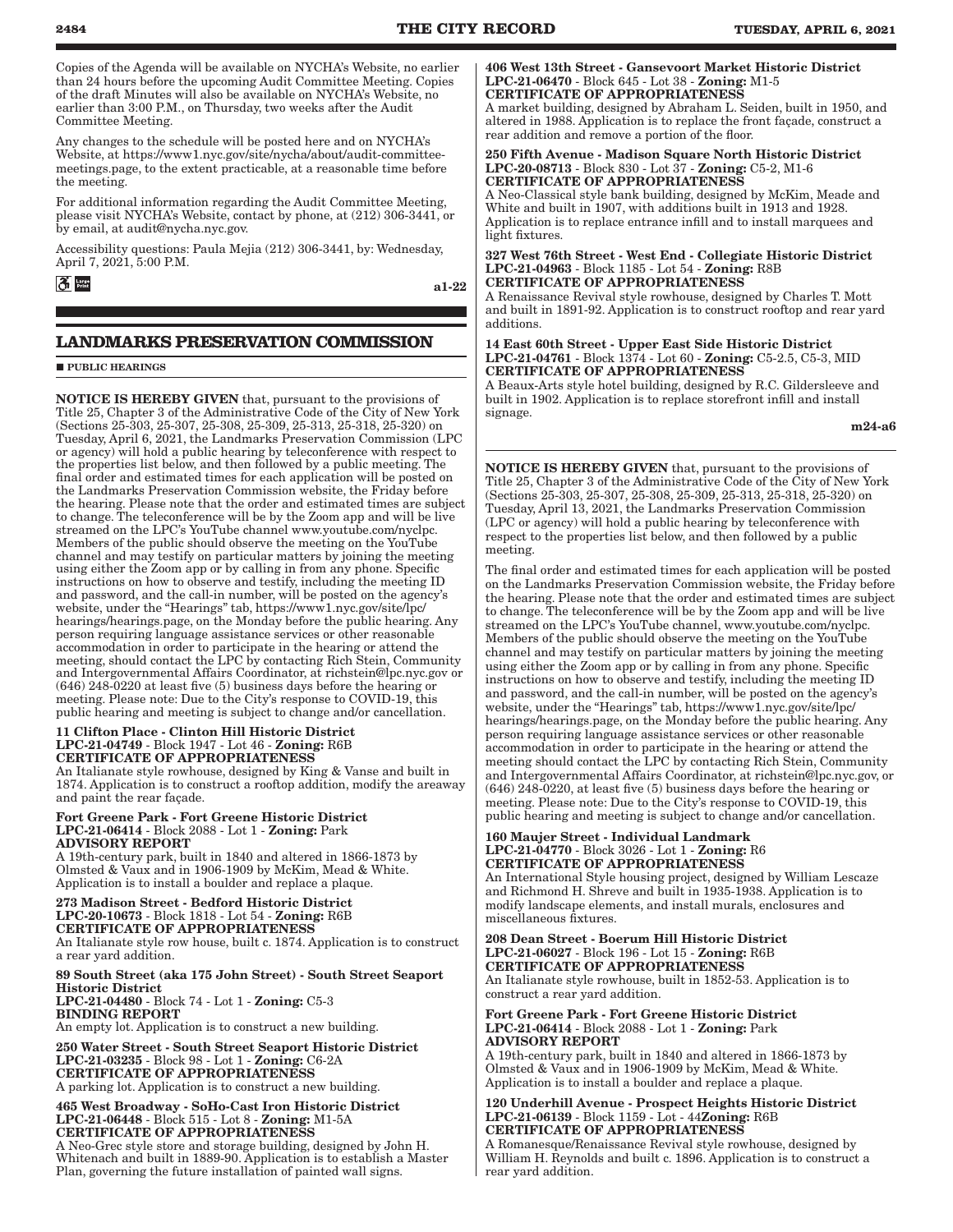Copies of the Agenda will be available on NYCHA's Website, no earlier than 24 hours before the upcoming Audit Committee Meeting. Copies of the draft Minutes will also be available on NYCHA's Website, no earlier than 3:00 P.M., on Thursday, two weeks after the Audit Committee Meeting.

Any changes to the schedule will be posted here and on NYCHA's Website, at https://www1.nyc.gov/site/nycha/about/audit-committee-meetings.page, to the extent practicable, at a reasonable time before the meeting.

For additional information regarding the Audit Committee Meeting, please visit NYCHA's Website, contact by phone, at (212) 306-3441, or by email, at audit@nycha.nyc.gov.

Accessibility questions: Paula Mejia (212) 306-3441, by: Wednesday, April 7, 2021, 5:00 P.M.

a1-22

## LANDMARKS PRESERVATION COMMISSION

### PUBLIC HEARINGS

**NOTICE IS HEREBY GIVEN** that, pursuant to the provisions of Title 25, Chapter 3 of the Administrative Code of the City of New York (Sections 25-303, 25-307, 25-308, 25-309, 25-313, 25-318, 25-320) on Tuesday, April 6, 2021, the Landmarks Preservation Commission (LPC or agency) will hold a public hearing by teleconference with respect to the properties list below, and then followed by a public meeting. The final order and estimated times for each application will be posted on the Landmarks Preservation Commission website, the Friday before the hearing. Please note that the order and estimated times are subject to change. The teleconference will be by the Zoom app and will be live streamed on the LPC's YouTube channel www.youtube.com/nyclpc. Members of the public should observe the meeting on the YouTube channel and may testify on particular matters by joining the meeting using either the Zoom app or by calling in from any phone. Specific instructions on how to observe and testify, including the meeting ID and password, and the call-in number, will be posted on the agency's website, under the "Hearings" tab, https://www1.nyc.gov/site/lpc/hearings/hearings.page, on the Monday before the public hearing. Any person requiring language assistance services or other reasonable accommodation in order to participate in the hearing or attend the meeting, should contact the LPC by contacting Rich Stein, Community and Intergovernmental Affairs Coordinator, at richstein@lpc.nyc.gov or (646) 248-0220 at least five (5) business days before the hearing or meeting. Please note: Due to the City's response to COVID-19, this public hearing and meeting is subject to change and/or cancellation.

**11 Clifton Place - Clinton Hill Historic District**
**LPC-21-04749** - Block 1947 - Lot 46 - **Zoning:** R6B
**CERTIFICATE OF APPROPRIATENESS**
An Italianate style rowhouse, designed by King & Vanse and built in 1874. Application is to construct a rooftop addition, modify the areaway and paint the rear façade.

**Fort Greene Park - Fort Greene Historic District**
**LPC-21-06414** - Block 2088 - Lot 1 - **Zoning:** Park
**ADVISORY REPORT**
A 19th-century park, built in 1840 and altered in 1866-1873 by Olmsted & Vaux and in 1906-1909 by McKim, Mead & White. Application is to install a boulder and replace a plaque.

**273 Madison Street - Bedford Historic District**
**LPC-20-10673** - Block 1818 - Lot 54 - **Zoning:** R6B
**CERTIFICATE OF APPROPRIATENESS**
An Italianate style row house, built c. 1874. Application is to construct a rear yard addition.

**89 South Street (aka 175 John Street) - South Street Seaport Historic District**
**LPC-21-04480** - Block 74 - Lot 1 - **Zoning:** C5-3
**BINDING REPORT**
An empty lot. Application is to construct a new building.

**250 Water Street - South Street Seaport Historic District**
**LPC-21-03235** - Block 98 - Lot 1 - **Zoning:** C6-2A
**CERTIFICATE OF APPROPRIATENESS**
A parking lot. Application is to construct a new building.

**465 West Broadway - SoHo-Cast Iron Historic District**
**LPC-21-06448** - Block 515 - Lot 8 - **Zoning:** M1-5A
**CERTIFICATE OF APPROPRIATENESS**
A Neo-Grec style store and storage building, designed by John H. Whitenach and built in 1889-90. Application is to establish a Master Plan, governing the future installation of painted wall signs.

**406 West 13th Street - Gansevoort Market Historic District**
**LPC-21-06470** - Block 645 - Lot 38 - **Zoning:** M1-5
**CERTIFICATE OF APPROPRIATENESS**
A market building, designed by Abraham L. Seiden, built in 1950, and altered in 1988. Application is to replace the front façade, construct a rear addition and remove a portion of the floor.

**250 Fifth Avenue - Madison Square North Historic District**
**LPC-20-08713** - Block 830 - Lot 37 - **Zoning:** C5-2, M1-6
**CERTIFICATE OF APPROPRIATENESS**
A Neo-Classical style bank building, designed by McKim, Meade and White and built in 1907, with additions built in 1913 and 1928. Application is to replace entrance infill and to install marquees and light fixtures.

**327 West 76th Street - West End - Collegiate Historic District**
**LPC-21-04963** - Block 1185 - Lot 54 - **Zoning:** R8B
**CERTIFICATE OF APPROPRIATENESS**
A Renaissance Revival style rowhouse, designed by Charles T. Mott and built in 1891-92. Application is to construct rooftop and rear yard additions.

**14 East 60th Street - Upper East Side Historic District**
**LPC-21-04761** - Block 1374 - Lot 60 - **Zoning:** C5-2.5, C5-3, MID
**CERTIFICATE OF APPROPRIATENESS**
A Beaux-Arts style hotel building, designed by R.C. Gildersleeve and built in 1902. Application is to replace storefront infill and install signage.

m24-a6

**NOTICE IS HEREBY GIVEN** that, pursuant to the provisions of Title 25, Chapter 3 of the Administrative Code of the City of New York (Sections 25-303, 25-307, 25-308, 25-309, 25-313, 25-318, 25-320) on Tuesday, April 13, 2021, the Landmarks Preservation Commission (LPC or agency) will hold a public hearing by teleconference with respect to the properties list below, and then followed by a public meeting.

The final order and estimated times for each application will be posted on the Landmarks Preservation Commission website, the Friday before the hearing. Please note that the order and estimated times are subject to change. The teleconference will be by the Zoom app and will be live streamed on the LPC's YouTube channel, www.youtube.com/nyclpc. Members of the public should observe the meeting on the YouTube channel and may testify on particular matters by joining the meeting using either the Zoom app or by calling in from any phone. Specific instructions on how to observe and testify, including the meeting ID and password, and the call-in number, will be posted on the agency's website, under the "Hearings" tab, https://www1.nyc.gov/site/lpc/hearings/hearings.page, on the Monday before the public hearing. Any person requiring language assistance services or other reasonable accommodation in order to participate in the hearing or attend the meeting should contact the LPC by contacting Rich Stein, Community and Intergovernmental Affairs Coordinator, at richstein@lpc.nyc.gov, or (646) 248-0220, at least five (5) business days before the hearing or meeting. Please note: Due to the City's response to COVID-19, this public hearing and meeting is subject to change and/or cancellation.

**160 Maujer Street - Individual Landmark**
**LPC-21-04770** - Block 3026 - Lot 1 - **Zoning:** R6
**CERTIFICATE OF APPROPRIATENESS**
An International Style housing project, designed by William Lescaze and Richmond H. Shreve and built in 1935-1938. Application is to modify landscape elements, and install murals, enclosures and miscellaneous fixtures.

**208 Dean Street - Boerum Hill Historic District**
**LPC-21-06027** - Block 196 - Lot 15 - **Zoning:** R6B
**CERTIFICATE OF APPROPRIATENESS**
An Italianate style rowhouse, built in 1852-53. Application is to construct a rear yard addition.

**Fort Greene Park - Fort Greene Historic District**
**LPC-21-06414** - Block 2088 - Lot 1 - **Zoning:** Park
**ADVISORY REPORT**
A 19th-century park, built in 1840 and altered in 1866-1873 by Olmsted & Vaux and in 1906-1909 by McKim, Mead & White. Application is to install a boulder and replace a plaque.

**120 Underhill Avenue - Prospect Heights Historic District**
**LPC-21-06139** - Block 1159 - Lot - 44**Zoning:** R6B
**CERTIFICATE OF APPROPRIATENESS**
A Romanesque/Renaissance Revival style rowhouse, designed by William H. Reynolds and built c. 1896. Application is to construct a rear yard addition.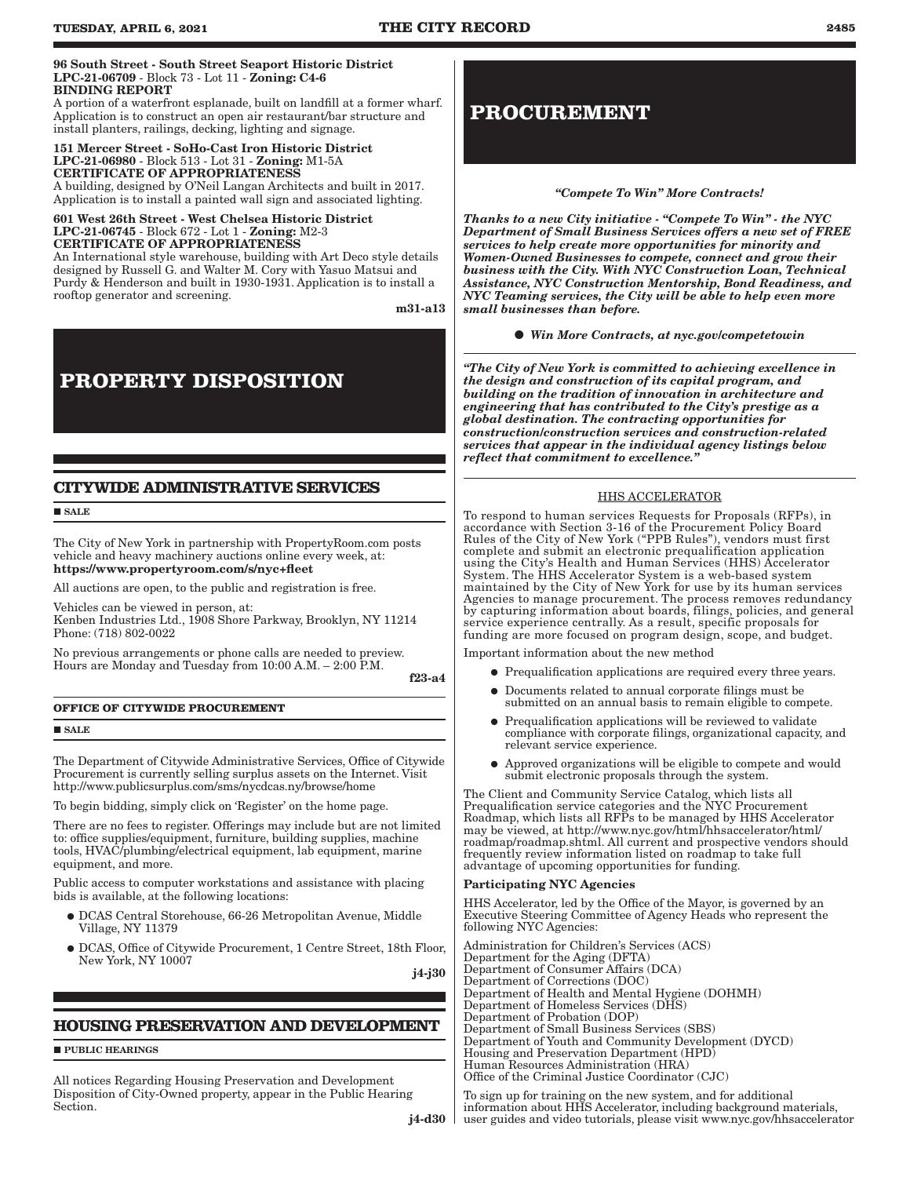**96 South Street - South Street Seaport Historic District**
**LPC-21-06709** - Block 73 - Lot 11 - **Zoning: C4-6**
**BINDING REPORT**
A portion of a waterfront esplanade, built on landfill at a former wharf. Application is to construct an open air restaurant/bar structure and install planters, railings, decking, lighting and signage.

**151 Mercer Street - SoHo-Cast Iron Historic District**
**LPC-21-06980** - Block 513 - Lot 31 - **Zoning:** M1-5A
**CERTIFICATE OF APPROPRIATENESS**
A building, designed by O'Neil Langan Architects and built in 2017. Application is to install a painted wall sign and associated lighting.

**601 West 26th Street - West Chelsea Historic District**
**LPC-21-06745** - Block 672 - Lot 1 - **Zoning:** M2-3
**CERTIFICATE OF APPROPRIATENESS**
An International style warehouse, building with Art Deco style details designed by Russell G. and Walter M. Cory with Yasuo Matsui and Purdy & Henderson and built in 1930-1931. Application is to install a rooftop generator and screening.

**m31-a13**

# PROPERTY DISPOSITION

## CITYWIDE ADMINISTRATIVE SERVICES

■ **SALE**

The City of New York in partnership with PropertyRoom.com posts vehicle and heavy machinery auctions online every week, at:
**https://www.propertyroom.com/s/nyc+fleet**

All auctions are open, to the public and registration is free.

Vehicles can be viewed in person, at:
Kenben Industries Ltd., 1908 Shore Parkway, Brooklyn, NY 11214
Phone: (718) 802-0022

No previous arrangements or phone calls are needed to preview. Hours are Monday and Tuesday from 10:00 A.M. – 2:00 P.M.

**f23-a4**

### OFFICE OF CITYWIDE PROCUREMENT

■ **SALE**

The Department of Citywide Administrative Services, Office of Citywide Procurement is currently selling surplus assets on the Internet. Visit http://www.publicsurplus.com/sms/nycdcas.ny/browse/home

To begin bidding, simply click on 'Register' on the home page.

There are no fees to register. Offerings may include but are not limited to: office supplies/equipment, furniture, building supplies, machine tools, HVAC/plumbing/electrical equipment, lab equipment, marine equipment, and more.

Public access to computer workstations and assistance with placing bids is available, at the following locations:

- DCAS Central Storehouse, 66-26 Metropolitan Avenue, Middle Village, NY 11379
- DCAS, Office of Citywide Procurement, 1 Centre Street, 18th Floor, New York, NY 10007

**j4-j30**

## HOUSING PRESERVATION AND DEVELOPMENT

■ **PUBLIC HEARINGS**

All notices Regarding Housing Preservation and Development Disposition of City-Owned property, appear in the Public Hearing Section.

**j4-d30**

# PROCUREMENT

***"Compete To Win" More Contracts!***

***Thanks to a new City initiative - "Compete To Win" - the NYC Department of Small Business Services offers a new set of FREE services to help create more opportunities for minority and Women-Owned Businesses to compete, connect and grow their business with the City. With NYC Construction Loan, Technical Assistance, NYC Construction Mentorship, Bond Readiness, and NYC Teaming services, the City will be able to help even more small businesses than before.***

- ***Win More Contracts, at nyc.gov/competetowin***

***"The City of New York is committed to achieving excellence in the design and construction of its capital program, and building on the tradition of innovation in architecture and engineering that has contributed to the City's prestige as a global destination. The contracting opportunities for construction/construction services and construction-related services that appear in the individual agency listings below reflect that commitment to excellence."***

HHS ACCELERATOR

To respond to human services Requests for Proposals (RFPs), in accordance with Section 3-16 of the Procurement Policy Board Rules of the City of New York ("PPB Rules"), vendors must first complete and submit an electronic prequalification application using the City's Health and Human Services (HHS) Accelerator System. The HHS Accelerator System is a web-based system maintained by the City of New York for use by its human services Agencies to manage procurement. The process removes redundancy by capturing information about boards, filings, policies, and general service experience centrally. As a result, specific proposals for funding are more focused on program design, scope, and budget.

Important information about the new method

- Prequalification applications are required every three years.
- Documents related to annual corporate filings must be submitted on an annual basis to remain eligible to compete.
- Prequalification applications will be reviewed to validate compliance with corporate filings, organizational capacity, and relevant service experience.
- Approved organizations will be eligible to compete and would submit electronic proposals through the system.

The Client and Community Service Catalog, which lists all Prequalification service categories and the NYC Procurement Roadmap, which lists all RFPs to be managed by HHS Accelerator may be viewed, at http://www.nyc.gov/html/hhsaccelerator/html/roadmap/roadmap.shtml. All current and prospective vendors should frequently review information listed on roadmap to take full advantage of upcoming opportunities for funding.

**Participating NYC Agencies**

HHS Accelerator, led by the Office of the Mayor, is governed by an Executive Steering Committee of Agency Heads who represent the following NYC Agencies:

Administration for Children's Services (ACS)
Department for the Aging (DFTA)
Department of Consumer Affairs (DCA)
Department of Corrections (DOC)
Department of Health and Mental Hygiene (DOHMH)
Department of Homeless Services (DHS)
Department of Probation (DOP)
Department of Small Business Services (SBS)
Department of Youth and Community Development (DYCD)
Housing and Preservation Department (HPD)
Human Resources Administration (HRA)
Office of the Criminal Justice Coordinator (CJC)

To sign up for training on the new system, and for additional information about HHS Accelerator, including background materials, user guides and video tutorials, please visit www.nyc.gov/hhsaccelerator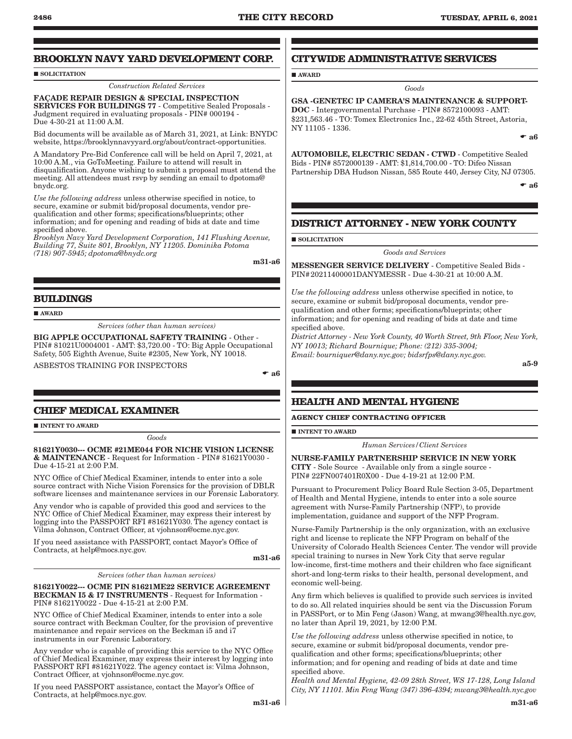## BROOKLYN NAVY YARD DEVELOPMENT CORP.

■ **SOLICITATION**

*Construction Related Services*

**FAÇADE REPAIR DESIGN & SPECIAL INSPECTION SERVICES FOR BUILDINGS 77** - Competitive Sealed Proposals - Judgment required in evaluating proposals - PIN# 000194 - Due 4-30-21 at 11:00 A.M.

Bid documents will be available as of March 31, 2021, at Link: BNYDC website, https://brooklynnavyyard.org/about/contract-opportunities.

A Mandatory Pre-Bid Conference call will be held on April 7, 2021, at 10:00 A.M., via GoToMeeting. Failure to attend will result in disqualification. Anyone wishing to submit a proposal must attend the meeting. All attendees must rsvp by sending an email to dpotoma@bnydc.org.

*Use the following address* unless otherwise specified in notice, to secure, examine or submit bid/proposal documents, vendor pre-qualification and other forms; specifications/blueprints; other information; and for opening and reading of bids at date and time specified above.
*Brooklyn Navy Yard Development Corporation, 141 Flushing Avenue, Building 77, Suite 801, Brooklyn, NY 11205. Dominika Potoma (718) 907-5945; dpotoma@bnydc.org*

**m31-a6**

## BUILDINGS

■ **AWARD**

*Services (other than human services)*

**BIG APPLE OCCUPATIONAL SAFETY TRAINING** - Other - PIN# 81021U0004001 - AMT: $3,720.00 - TO: Big Apple Occupational Safety, 505 Eighth Avenue, Suite #2305, New York, NY 10018.

ASBESTOS TRAINING FOR INSPECTORS

☛ **a6**

## CHIEF MEDICAL EXAMINER

■ **INTENT TO AWARD**

*Goods*

**81621Y0030--- OCME #21ME044 FOR NICHE VISION LICENSE & MAINTENANCE** - Request for Information - PIN# 81621Y0030 - Due 4-15-21 at 2:00 P.M.

NYC Office of Chief Medical Examiner, intends to enter into a sole source contract with Niche Vision Forensics for the provision of DBLR software licenses and maintenance services in our Forensic Laboratory.

Any vendor who is capable of provided this good and services to the NYC Office of Chief Medical Examiner, may express their interest by logging into the PASSPORT RFI #81621Y030. The agency contact is Vilma Johnson, Contract Officer, at vjohnson@ocme.nyc.gov.

If you need assistance with PASSPORT, contact Mayor's Office of Contracts, at help@mocs.nyc.gov.

**m31-a6**

*Services (other than human services)*

**81621Y0022--- OCME PIN 81621ME22 SERVICE AGREEMENT BECKMAN I5 & I7 INSTRUMENTS** - Request for Information - PIN# 81621Y0022 - Due 4-15-21 at 2:00 P.M.

NYC Office of Chief Medical Examiner, intends to enter into a sole source contract with Beckman Coulter, for the provision of preventive maintenance and repair services on the Beckman i5 and i7 instruments in our Forensic Laboratory.

Any vendor who is capable of providing this service to the NYC Office of Chief Medical Examiner, may express their interest by logging into PASSPORT RFI #81621Y022. The agency contact is: Vilma Johnson, Contract Officer, at vjohnson@ocme.nyc.gov.

If you need PASSPORT assistance, contact the Mayor's Office of Contracts, at help@mocs.nyc.gov.

**m31-a6**

## CITYWIDE ADMINISTRATIVE SERVICES

■ **AWARD**

*Goods*

**GSA -GENETEC IP CAMERA'S MAINTENANCE & SUPPORT-DOC** - Intergovernmental Purchase - PIN# 8572100093 - AMT: $231,563.46 - TO: Tomex Electronics Inc., 22-62 45th Street, Astoria, NY 11105 - 1336.

☛ **a6**

**AUTOMOBILE, ELECTRIC SEDAN - CTWD** - Competitive Sealed Bids - PIN# 8572000139 - AMT: $1,814,700.00 - TO: Difeo Nissan Partnership DBA Hudson Nissan, 585 Route 440, Jersey City, NJ 07305.

☛ **a6**

## DISTRICT ATTORNEY - NEW YORK COUNTY

■ **SOLICITATION**

*Goods and Services*

**MESSENGER SERVICE DELIVERY** - Competitive Sealed Bids - PIN#20211400001DANYMESSR - Due 4-30-21 at 10:00 A.M.

*Use the following address* unless otherwise specified in notice, to secure, examine or submit bid/proposal documents, vendor pre-qualification and other forms; specifications/blueprints; other information; and for opening and reading of bids at date and time specified above.
*District Attorney - New York County, 40 Worth Street, 9th Floor, New York, NY 10013; Richard Bournique; Phone: (212) 335-3004; Email: bourniquer@dany.nyc.gov; bidsrfps@dany.nyc.gov.*

**a5-9**

## HEALTH AND MENTAL HYGIENE

**AGENCY CHIEF CONTRACTING OFFICER**

■ **INTENT TO AWARD**

*Human Services/Client Services*

**NURSE-FAMILY PARTNERSHIP SERVICE IN NEW YORK CITY** - Sole Source - Available only from a single source - PIN# 22FN007401R0X00 - Due 4-19-21 at 12:00 P.M.

Pursuant to Procurement Policy Board Rule Section 3-05, Department of Health and Mental Hygiene, intends to enter into a sole source agreement with Nurse-Family Partnership (NFP), to provide implementation, guidance and support of the NFP Program.

Nurse-Family Partnership is the only organization, with an exclusive right and license to replicate the NFP Program on behalf of the University of Colorado Health Sciences Center. The vendor will provide special training to nurses in New York City that serve regular low-income, first-time mothers and their children who face significant short-and long-term risks to their health, personal development, and economic well-being.

Any firm which believes is qualified to provide such services is invited to do so. All related inquiries should be sent via the Discussion Forum in PASSPort, or to Min Feng (Jason) Wang, at mwang3@health.nyc.gov, no later than April 19, 2021, by 12:00 P.M.

*Use the following address* unless otherwise specified in notice, to secure, examine or submit bid/proposal documents, vendor pre-qualification and other forms; specifications/blueprints; other information; and for opening and reading of bids at date and time specified above.
*Health and Mental Hygiene, 42-09 28th Street, WS 17-128, Long Island City, NY 11101. Min Feng Wang (347) 396-4394; mwang3@health.nyc.gov*

**m31-a6**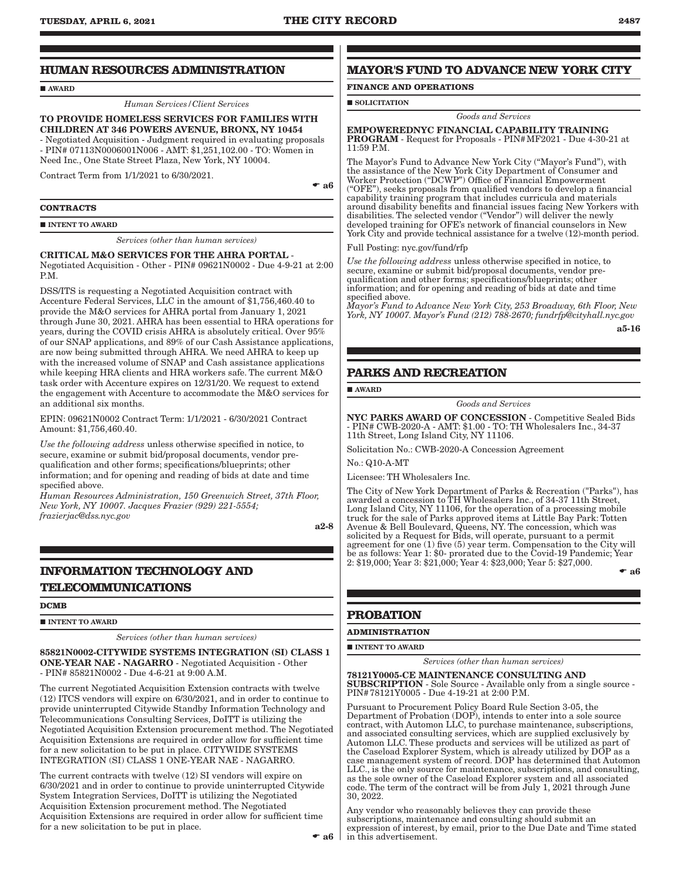## HUMAN RESOURCES ADMINISTRATION

■ **AWARD**

*Human Services/Client Services*

**TO PROVIDE HOMELESS SERVICES FOR FAMILIES WITH CHILDREN AT 346 POWERS AVENUE, BRONX, NY 10454** - Negotiated Acquisition - Judgment required in evaluating proposals - PIN# 07113N0006001N006 - AMT: $1,251,102.00 - TO: Women in Need Inc., One State Street Plaza, New York, NY 10004.

Contract Term from 1/1/2021 to 6/30/2021.

☛ **a6**

**CONTRACTS**

■ **INTENT TO AWARD**

*Services (other than human services)*

**CRITICAL M&O SERVICES FOR THE AHRA PORTAL** - Negotiated Acquisition - Other - PIN# 09621N0002 - Due 4-9-21 at 2:00 P.M.

DSS/ITS is requesting a Negotiated Acquisition contract with Accenture Federal Services, LLC in the amount of $1,756,460.40 to provide the M&O services for AHRA portal from January 1, 2021 through June 30, 2021. AHRA has been essential to HRA operations for years, during the COVID crisis AHRA is absolutely critical. Over 95% of our SNAP applications, and 89% of our Cash Assistance applications, are now being submitted through AHRA. We need AHRA to keep up with the increased volume of SNAP and Cash assistance applications while keeping HRA clients and HRA workers safe. The current M&O task order with Accenture expires on 12/31/20. We request to extend the engagement with Accenture to accommodate the M&O services for an additional six months.

EPIN: 09621N0002 Contract Term: 1/1/2021 - 6/30/2021 Contract Amount: $1,756,460.40.

*Use the following address* unless otherwise specified in notice, to secure, examine or submit bid/proposal documents, vendor pre-qualification and other forms; specifications/blueprints; other information; and for opening and reading of bids at date and time specified above.

*Human Resources Administration, 150 Greenwich Street, 37th Floor, New York, NY 10007. Jacques Frazier (929) 221-5554; frazierjac@dss.nyc.gov*

**a2-8**

## INFORMATION TECHNOLOGY AND TELECOMMUNICATIONS

**DCMB**

■ **INTENT TO AWARD**

*Services (other than human services)*

**85821N0002-CITYWIDE SYSTEMS INTEGRATION (SI) CLASS 1 ONE-YEAR NAE - NAGARRO** - Negotiated Acquisition - Other - PIN# 85821N0002 - Due 4-6-21 at 9:00 A.M.

The current Negotiated Acquisition Extension contracts with twelve (12) ITCS vendors will expire on 6/30/2021, and in order to continue to provide uninterrupted Citywide Standby Information Technology and Telecommunications Consulting Services, DoITT is utilizing the Negotiated Acquisition Extension procurement method. The Negotiated Acquisition Extensions are required in order allow for sufficient time for a new solicitation to be put in place. CITYWIDE SYSTEMS INTEGRATION (SI) CLASS 1 ONE-YEAR NAE - NAGARRO.

The current contracts with twelve (12) SI vendors will expire on 6/30/2021 and in order to continue to provide uninterrupted Citywide System Integration Services, DoITT is utilizing the Negotiated Acquisition Extension procurement method. The Negotiated Acquisition Extensions are required in order allow for sufficient time for a new solicitation to be put in place.

☛ **a6**

## MAYOR'S FUND TO ADVANCE NEW YORK CITY

**FINANCE AND OPERATIONS**

■ **SOLICITATION**

*Goods and Services*

**EMPOWEREDNYC FINANCIAL CAPABILITY TRAINING PROGRAM** - Request for Proposals - PIN# MF2021 - Due 4-30-21 at 11:59 P.M.

The Mayor's Fund to Advance New York City ("Mayor's Fund"), with the assistance of the New York City Department of Consumer and Worker Protection ("DCWP") Office of Financial Empowerment ("OFE"), seeks proposals from qualified vendors to develop a financial capability training program that includes curricula and materials around disability benefits and financial issues facing New Yorkers with disabilities. The selected vendor ("Vendor") will deliver the newly developed training for OFE's network of financial counselors in New York City and provide technical assistance for a twelve (12)-month period.

Full Posting: nyc.gov/fund/rfp

*Use the following address* unless otherwise specified in notice, to secure, examine or submit bid/proposal documents, vendor pre-qualification and other forms; specifications/blueprints; other information; and for opening and reading of bids at date and time specified above.

*Mayor's Fund to Advance New York City, 253 Broadway, 6th Floor, New York, NY 10007. Mayor's Fund (212) 788-2670; fundrfp@cityhall.nyc.gov*

**a5-16**

## PARKS AND RECREATION

■ **AWARD**

*Goods and Services*

**NYC PARKS AWARD OF CONCESSION** - Competitive Sealed Bids - PIN# CWB-2020-A - AMT: $1.00 - TO: TH Wholesalers Inc., 34-37 11th Street, Long Island City, NY 11106.

Solicitation No.: CWB-2020-A Concession Agreement

No.: Q10-A-MT

Licensee: TH Wholesalers Inc.

The City of New York Department of Parks & Recreation ("Parks"), has awarded a concession to TH Wholesalers Inc., of 34-37 11th Street, Long Island City, NY 11106, for the operation of a processing mobile truck for the sale of Parks approved items at Little Bay Park: Totten Avenue & Bell Boulevard, Queens, NY. The concession, which was solicited by a Request for Bids, will operate, pursuant to a permit agreement for one (1) five (5) year term. Compensation to the City will be as follows: Year 1: $0- prorated due to the Covid-19 Pandemic; Year 2: $19,000; Year 3: $21,000; Year 4: $23,000; Year 5: $27,000.

☛ **a6**

## PROBATION

**ADMINISTRATION**

■ **INTENT TO AWARD**

*Services (other than human services)*

**78121Y0005-CE MAINTENANCE CONSULTING AND SUBSCRIPTION** - Sole Source - Available only from a single source - PIN# 78121Y0005 - Due 4-19-21 at 2:00 P.M.

Pursuant to Procurement Policy Board Rule Section 3-05, the Department of Probation (DOP), intends to enter into a sole source contract, with Automon LLC, to purchase maintenance, subscriptions, and associated consulting services, which are supplied exclusively by Automon LLC. These products and services will be utilized as part of the Caseload Explorer System, which is already utilized by DOP as a case management system of record. DOP has determined that Automon LLC., is the only source for maintenance, subscriptions, and consulting, as the sole owner of the Caseload Explorer system and all associated code. The term of the contract will be from July 1, 2021 through June 30, 2022.

Any vendor who reasonably believes they can provide these subscriptions, maintenance and consulting should submit an expression of interest, by email, prior to the Due Date and Time stated in this advertisement.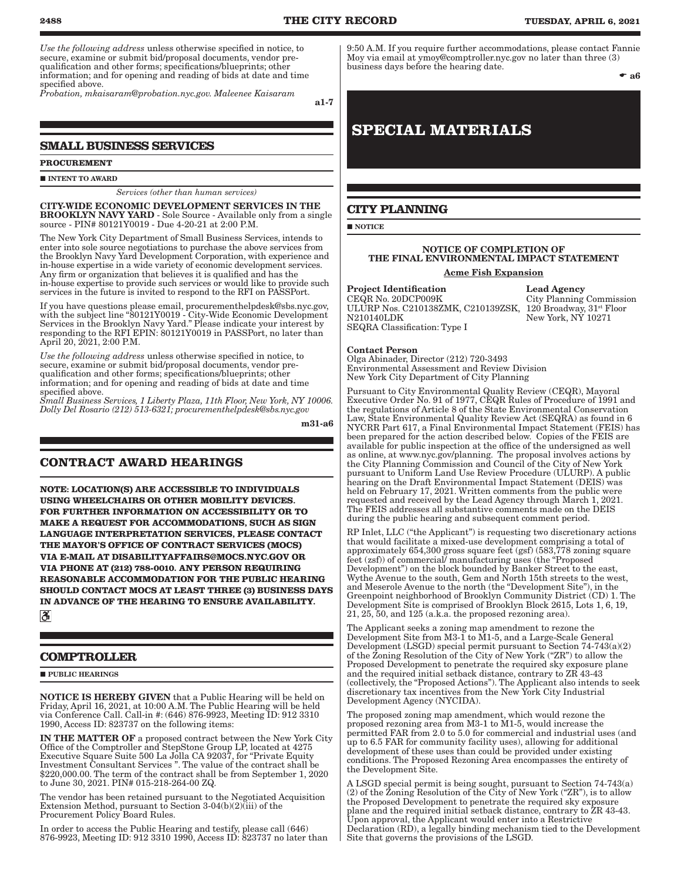*Use the following address* unless otherwise specified in notice, to secure, examine or submit bid/proposal documents, vendor pre-qualification and other forms; specifications/blueprints; other information; and for opening and reading of bids at date and time specified above.
*Probation, mkaisaram@probation.nyc.gov. Maleenee Kaisaram*

a1-7

## SMALL BUSINESS SERVICES

**PROCUREMENT**

■ **INTENT TO AWARD**

*Services (other than human services)*

**CITY-WIDE ECONOMIC DEVELOPMENT SERVICES IN THE BROOKLYN NAVY YARD** - Sole Source - Available only from a single source - PIN# 80121Y0019 - Due 4-20-21 at 2:00 P.M.

The New York City Department of Small Business Services, intends to enter into sole source negotiations to purchase the above services from the Brooklyn Navy Yard Development Corporation, with experience and in-house expertise in a wide variety of economic development services. Any firm or organization that believes it is qualified and has the in-house expertise to provide such services or would like to provide such services in the future is invited to respond to the RFI on PASSPort.

If you have questions please email, procurementhelpdesk@sbs.nyc.gov, with the subject line "80121Y0019 - City-Wide Economic Development Services in the Brooklyn Navy Yard." Please indicate your interest by responding to the RFI EPIN: 80121Y0019 in PASSPort, no later than April 20, 2021, 2:00 P.M.

*Use the following address* unless otherwise specified in notice, to secure, examine or submit bid/proposal documents, vendor pre-qualification and other forms; specifications/blueprints; other information; and for opening and reading of bids at date and time specified above.
*Small Business Services, 1 Liberty Plaza, 11th Floor, New York, NY 10006. Dolly Del Rosario (212) 513-6321; procurementhelpdesk@sbs.nyc.gov*

m31-a6

## CONTRACT AWARD HEARINGS

**NOTE: LOCATION(S) ARE ACCESSIBLE TO INDIVIDUALS USING WHEELCHAIRS OR OTHER MOBILITY DEVICES. FOR FURTHER INFORMATION ON ACCESSIBILITY OR TO MAKE A REQUEST FOR ACCOMMODATIONS, SUCH AS SIGN LANGUAGE INTERPRETATION SERVICES, PLEASE CONTACT THE MAYOR'S OFFICE OF CONTRACT SERVICES (MOCS) VIA E-MAIL AT DISABILITYAFFAIRS@MOCS.NYC.GOV OR VIA PHONE AT (212) 788-0010. ANY PERSON REQUIRING REASONABLE ACCOMMODATION FOR THE PUBLIC HEARING SHOULD CONTACT MOCS AT LEAST THREE (3) BUSINESS DAYS IN ADVANCE OF THE HEARING TO ENSURE AVAILABILITY.**

## COMPTROLLER

■ **PUBLIC HEARINGS**

**NOTICE IS HEREBY GIVEN** that a Public Hearing will be held on Friday, April 16, 2021, at 10:00 A.M. The Public Hearing will be held via Conference Call. Call-in #: (646) 876-9923, Meeting ID: 912 3310 1990, Access ID: 823737 on the following items:

**IN THE MATTER OF** a proposed contract between the New York City Office of the Comptroller and StepStone Group LP, located at 4275 Executive Square Suite 500 La Jolla CA 92037, for "Private Equity Investment Consultant Services ". The value of the contract shall be $220,000.00. The term of the contract shall be from September 1, 2020 to June 30, 2021. PIN# 015-218-264-00 ZQ.

The vendor has been retained pursuant to the Negotiated Acquisition Extension Method, pursuant to Section 3-04(b)(2)(iii) of the Procurement Policy Board Rules.

In order to access the Public Hearing and testify, please call (646) 876-9923, Meeting ID: 912 3310 1990, Access ID: 823737 no later than 9:50 A.M. If you require further accommodations, please contact Fannie Moy via email at ymoy@comptroller.nyc.gov no later than three (3) business days before the hearing date.

☛ a6

# SPECIAL MATERIALS

## CITY PLANNING

■ **NOTICE**

**NOTICE OF COMPLETION OF THE FINAL ENVIRONMENTAL IMPACT STATEMENT**

**Acme Fish Expansion**

**Project Identification**
CEQR No. 20DCP009K
ULURP Nos. C210138ZMK, C210139ZSK, N210140LDK
SEQRA Classification: Type I

**Lead Agency**
City Planning Commission
120 Broadway, 31st Floor
New York, NY 10271

**Contact Person**
Olga Abinader, Director (212) 720-3493
Environmental Assessment and Review Division
New York City Department of City Planning

Pursuant to City Environmental Quality Review (CEQR), Mayoral Executive Order No. 91 of 1977, CEQR Rules of Procedure of 1991 and the regulations of Article 8 of the State Environmental Conservation Law, State Environmental Quality Review Act (SEQRA) as found in 6 NYCRR Part 617, a Final Environmental Impact Statement (FEIS) has been prepared for the action described below. Copies of the FEIS are available for public inspection at the office of the undersigned as well as online, at www.nyc.gov/planning. The proposal involves actions by the City Planning Commission and Council of the City of New York pursuant to Uniform Land Use Review Procedure (ULURP). A public hearing on the Draft Environmental Impact Statement (DEIS) was held on February 17, 2021. Written comments from the public were requested and received by the Lead Agency through March 1, 2021. The FEIS addresses all substantive comments made on the DEIS during the public hearing and subsequent comment period.

RP Inlet, LLC ("the Applicant") is requesting two discretionary actions that would facilitate a mixed-use development comprising a total of approximately 654,300 gross square feet (gsf) (583,778 zoning square feet (zsf)) of commercial/ manufacturing uses (the "Proposed Development") on the block bounded by Banker Street to the east, Wythe Avenue to the south, Gem and North 15th streets to the west, and Meserole Avenue to the north (the "Development Site"), in the Greenpoint neighborhood of Brooklyn Community District (CD) 1. The Development Site is comprised of Brooklyn Block 2615, Lots 1, 6, 19, 21, 25, 50, and 125 (a.k.a. the proposed rezoning area).

The Applicant seeks a zoning map amendment to rezone the Development Site from M3-1 to M1-5, and a Large-Scale General Development (LSGD) special permit pursuant to Section 74-743(a)(2) of the Zoning Resolution of the City of New York ("ZR") to allow the Proposed Development to penetrate the required sky exposure plane and the required initial setback distance, contrary to ZR 43-43 (collectively, the "Proposed Actions"). The Applicant also intends to seek discretionary tax incentives from the New York City Industrial Development Agency (NYCIDA).

The proposed zoning map amendment, which would rezone the proposed rezoning area from M3-1 to M1-5, would increase the permitted FAR from 2.0 to 5.0 for commercial and industrial uses (and up to 6.5 FAR for community facility uses), allowing for additional development of these uses than could be provided under existing conditions. The Proposed Rezoning Area encompasses the entirety of the Development Site.

A LSGD special permit is being sought, pursuant to Section 74-743(a)(2) of the Zoning Resolution of the City of New York ("ZR"), is to allow the Proposed Development to penetrate the required sky exposure plane and the required initial setback distance, contrary to ZR 43-43. Upon approval, the Applicant would enter into a Restrictive Declaration (RD), a legally binding mechanism tied to the Development Site that governs the provisions of the LSGD.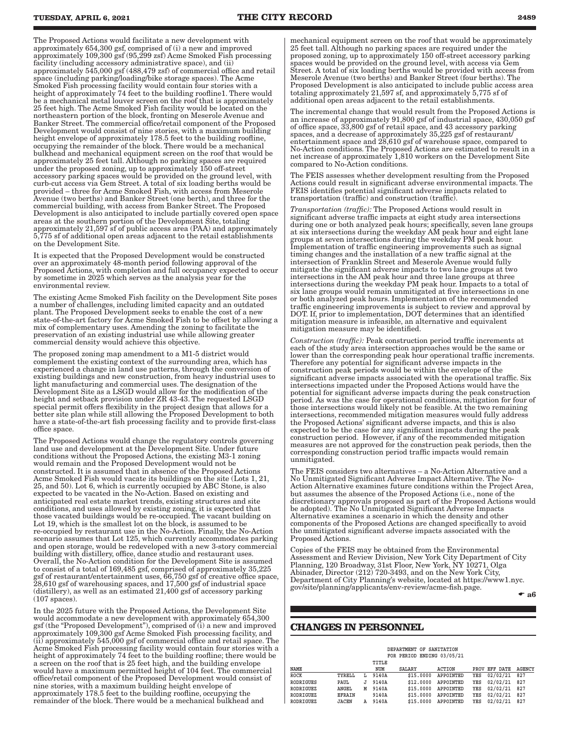The Proposed Actions would facilitate a new development with approximately 654,300 gsf, comprised of (i) a new and improved approximately 109,300 gsf (95,299 zsf) Acme Smoked Fish processing facility (including accessory administrative space), and (ii) approximately 545,000 gsf (488,479 zsf) of commercial office and retail space (including parking/loading/bike storage spaces). The Acme Smoked Fish processing facility would contain four stories with a height of approximately 74 feet to the building roofline1. There would be a mechanical metal louver screen on the roof that is approximately 25 feet high. The Acme Smoked Fish facility would be located on the northeastern portion of the block, fronting on Meserole Avenue and Banker Street. The commercial office/retail component of the Proposed Development would consist of nine stories, with a maximum building height envelope of approximately 178.5 feet to the building roofline, occupying the remainder of the block. There would be a mechanical bulkhead and mechanical equipment screen on the roof that would be approximately 25 feet tall. Although no parking spaces are required under the proposed zoning, up to approximately 150 off-street accessory parking spaces would be provided on the ground level, with curb-cut access via Gem Street. A total of six loading berths would be provided – three for Acme Smoked Fish, with access from Meserole Avenue (two berths) and Banker Street (one berth), and three for the commercial building, with access from Banker Street. The Proposed Development is also anticipated to include partially covered open space areas at the southern portion of the Development Site, totaling approximately 21,597 sf of public access area (PAA) and approximately 5,775 sf of additional open areas adjacent to the retail establishments on the Development Site.

It is expected that the Proposed Development would be constructed over an approximately 48-month period following approval of the Proposed Actions, with completion and full occupancy expected to occur by sometime in 2025 which serves as the analysis year for the environmental review.

The existing Acme Smoked Fish facility on the Development Site poses a number of challenges, including limited capacity and an outdated plant. The Proposed Development seeks to enable the cost of a new state-of-the-art factory for Acme Smoked Fish to be offset by allowing a mix of complementary uses. Amending the zoning to facilitate the preservation of an existing industrial use while allowing greater commercial density would achieve this objective.

The proposed zoning map amendment to a M1-5 district would complement the existing context of the surrounding area, which has experienced a change in land use patterns, through the conversion of existing buildings and new construction, from heavy industrial uses to light manufacturing and commercial uses. The designation of the Development Site as a LSGD would allow for the modification of the height and setback provision under ZR 43-43. The requested LSGD special permit offers flexibility in the project design that allows for a better site plan while still allowing the Proposed Development to both have a state-of-the-art fish processing facility and to provide first-class office space.

The Proposed Actions would change the regulatory controls governing land use and development at the Development Site. Under future conditions without the Proposed Actions, the existing M3-1 zoning would remain and the Proposed Development would not be constructed. It is assumed that in absence of the Proposed Actions Acme Smoked Fish would vacate its buildings on the site (Lots 1, 21, 25, and 50). Lot 6, which is currently occupied by ABC Stone, is also expected to be vacated in the No-Action. Based on existing and anticipated real estate market trends, existing structures and site conditions, and uses allowed by existing zoning, it is expected that those vacated buildings would be re-occupied. The vacant building on Lot 19, which is the smallest lot on the block, is assumed to be re-occupied by restaurant use in the No-Action. Finally, the No-Action scenario assumes that Lot 125, which currently accommodates parking and open storage, would be redeveloped with a new 3-story commercial building with distillery, office, dance studio and restaurant uses. Overall, the No-Action condition for the Development Site is assumed to consist of a total of 169,485 gsf, comprised of approximately 35,225 gsf of restaurant/entertainment uses, 66,750 gsf of creative office space, 28,610 gsf of warehousing spaces, and 17,500 gsf of industrial space (distillery), as well as an estimated 21,400 gsf of accessory parking (107 spaces).

In the 2025 future with the Proposed Actions, the Development Site would accommodate a new development with approximately 654,300 gsf (the "Proposed Development"), comprised of (i) a new and improved approximately 109,300 gsf Acme Smoked Fish processing facility, and (ii) approximately 545,000 gsf of commercial office and retail space. The Acme Smoked Fish processing facility would contain four stories with a height of approximately 74 feet to the building roofline; there would be a screen on the roof that is 25 feet high, and the building envelope would have a maximum permitted height of 104 feet. The commercial office/retail component of the Proposed Development would consist of nine stories, with a maximum building height envelope of approximately 178.5 feet to the building roofline, occupying the remainder of the block. There would be a mechanical bulkhead and mechanical equipment screen on the roof that would be approximately 25 feet tall. Although no parking spaces are required under the proposed zoning, up to approximately 150 off-street accessory parking spaces would be provided on the ground level, with access via Gem Street. A total of six loading berths would be provided with access from Meserole Avenue (two berths) and Banker Street (four berths). The Proposed Development is also anticipated to include public access area totaling approximately 21,597 sf, and approximately 5,775 sf of additional open areas adjacent to the retail establishments.

The incremental change that would result from the Proposed Actions is an increase of approximately 91,800 gsf of industrial space, 430,050 gsf of office space, 33,800 gsf of retail space, and 43 accessory parking spaces, and a decrease of approximately 35,225 gsf of restaurant/entertainment space and 28,610 gsf of warehouse space, compared to No-Action conditions. The Proposed Actions are estimated to result in a net increase of approximately 1,810 workers on the Development Site compared to No-Action conditions.

The FEIS assesses whether development resulting from the Proposed Actions could result in significant adverse environmental impacts. The FEIS identifies potential significant adverse impacts related to transportation (traffic) and construction (traffic).

*Transportation (traffic):* The Proposed Actions would result in significant adverse traffic impacts at eight study area intersections during one or both analyzed peak hours; specifically, seven lane groups at six intersections during the weekday AM peak hour and eight lane groups at seven intersections during the weekday PM peak hour. Implementation of traffic engineering improvements such as signal timing changes and the installation of a new traffic signal at the intersection of Franklin Street and Meserole Avenue would fully mitigate the significant adverse impacts to two lane groups at two intersections in the AM peak hour and three lane groups at three intersections during the weekday PM peak hour. Impacts to a total of six lane groups would remain unmitigated at five intersections in one or both analyzed peak hours. Implementation of the recommended traffic engineering improvements is subject to review and approval by DOT. If, prior to implementation, DOT determines that an identified mitigation measure is infeasible, an alternative and equivalent mitigation measure may be identified.

*Construction (traffic):* Peak construction period traffic increments at each of the study area intersection approaches would be the same or lower than the corresponding peak hour operational traffic increments. Therefore any potential for significant adverse impacts in the construction peak periods would be within the envelope of the significant adverse impacts associated with the operational traffic. Six intersections impacted under the Proposed Actions would have the potential for significant adverse impacts during the peak construction period. As was the case for operational conditions, mitigation for four of those intersections would likely not be feasible. At the two remaining intersections, recommended mitigation measures would fully address the Proposed Actions' significant adverse impacts, and this is also expected to be the case for any significant impacts during the peak construction period. However, if any of the recommended mitigation measures are not approved for the construction peak periods, then the corresponding construction period traffic impacts would remain unmitigated.

The FEIS considers two alternatives – a No-Action Alternative and a No Unmitigated Significant Adverse Impact Alternative. The No-Action Alternative examines future conditions within the Project Area, but assumes the absence of the Proposed Actions (i.e., none of the discretionary approvals proposed as part of the Proposed Actions would be adopted). The No Unmitigated Significant Adverse Impacts Alternative examines a scenario in which the density and other components of the Proposed Actions are changed specifically to avoid the unmitigated significant adverse impacts associated with the Proposed Actions.

Copies of the FEIS may be obtained from the Environmental Assessment and Review Division, New York City Department of City Planning, 120 Broadway, 31st Floor, New York, NY 10271, Olga Abinader, Director (212) 720-3493, and on the New York City, Department of City Planning's website, located at https://www1.nyc.gov/site/planning/applicants/env-review/acme-fish.page.

☛ a6

## CHANGES IN PERSONNEL

DEPARTMENT OF SANITATION
FOR PERIOD ENDING 03/05/21

| NAME | | | TITLE NUM | SALARY | ACTION | PROV | EFF DATE | AGENCY |
|---|---|---|---|---|---|---|---|---|
| ROCK | TYRELL | L | 9140A | $15.0000 | APPOINTED | YES | 02/02/21 | 827 |
| RODRIGUES | PAUL | J | 9140A | $12.0000 | APPOINTED | YES | 02/02/21 | 827 |
| RODRIGUEZ | ANGEL | M | 9140A | $15.0000 | APPOINTED | YES | 02/02/21 | 827 |
| RODRIGUEZ | EFRAIN | | 9140A | $15.0000 | APPOINTED | YES | 02/02/21 | 827 |
| RODRIGUEZ | JACEN | A | 9140A | $15.0000 | APPOINTED | YES | 02/02/21 | 827 |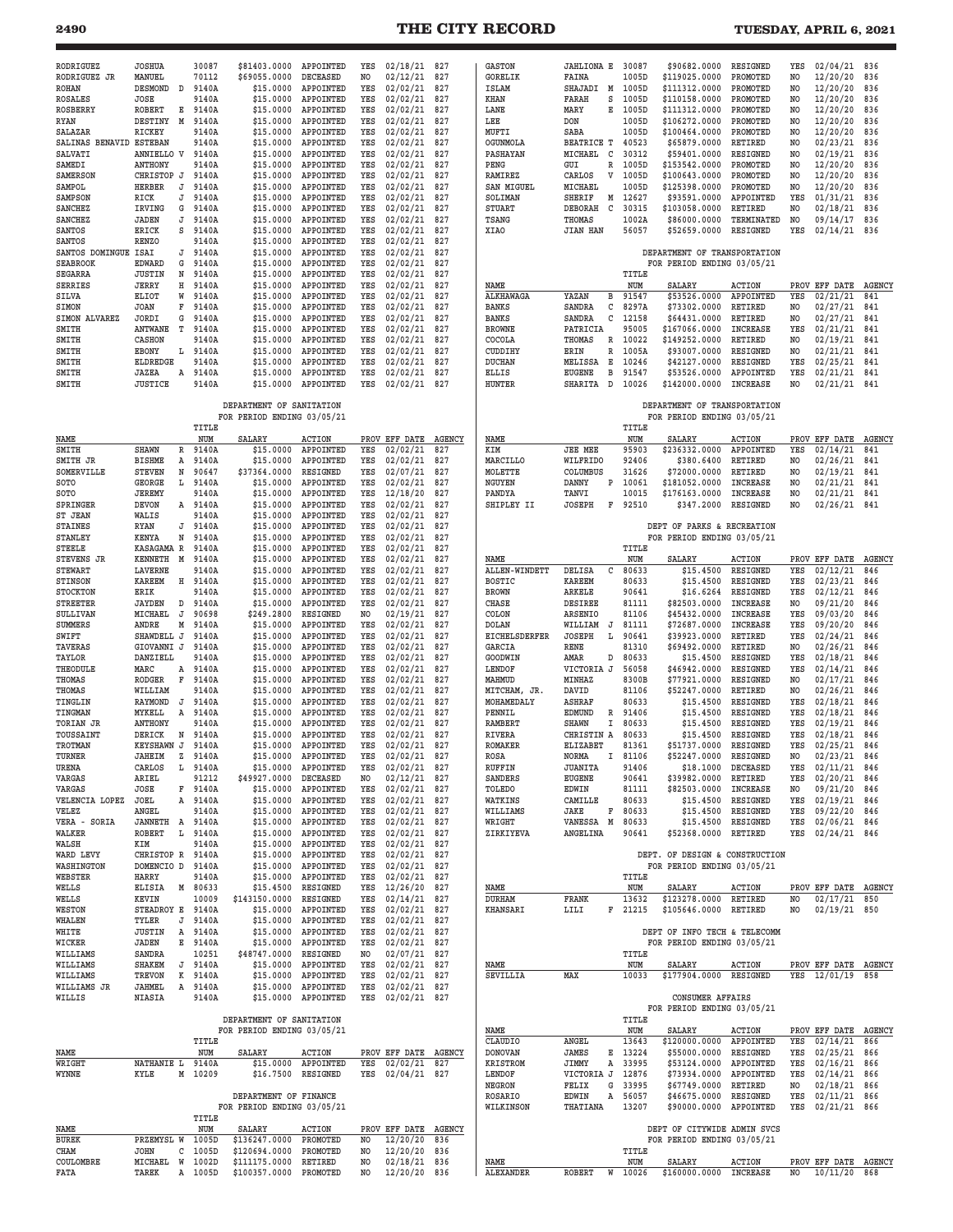| NAME | | | TITLE NUM | SALARY | ACTION | PROV | EFF DATE | AGENCY |
|---|---|---|---|---|---|---|---|---|
| RODRIGUEZ | JOSHUA | | 30087 | $81403.0000 | APPOINTED | YES | 02/18/21 | 827 |
| RODRIGUEZ JR | MANUEL | | 70112 | $69055.0000 | DECEASED | NO | 02/12/21 | 827 |
| ROHAN | DESMOND | D | 9140A | $15.0000 | APPOINTED | YES | 02/02/21 | 827 |
| ROSALES | JOSE | | 9140A | $15.0000 | APPOINTED | YES | 02/02/21 | 827 |
| ROSBERRY | ROBERT | E | 9140A | $15.0000 | APPOINTED | YES | 02/02/21 | 827 |
| RYAN | DESTINY | M | 9140A | $15.0000 | APPOINTED | YES | 02/02/21 | 827 |
| SALAZAR | RICKEY | | 9140A | $15.0000 | APPOINTED | YES | 02/02/21 | 827 |
| SALINAS BENAVID | ESTEBAN | | 9140A | $15.0000 | APPOINTED | YES | 02/02/21 | 827 |
| SALVATI | ANNIELLO | V | 9140A | $15.0000 | APPOINTED | YES | 02/02/21 | 827 |
| SAMEDI | ANTHONY | | 9140A | $15.0000 | APPOINTED | YES | 02/02/21 | 827 |
| SAMERSON | CHRISTOP | J | 9140A | $15.0000 | APPOINTED | YES | 02/02/21 | 827 |
| SAMPOL | HERBER | J | 9140A | $15.0000 | APPOINTED | YES | 02/02/21 | 827 |
| SAMPSON | RICK | J | 9140A | $15.0000 | APPOINTED | YES | 02/02/21 | 827 |
| SANCHEZ | IRVING | G | 9140A | $15.0000 | APPOINTED | YES | 02/02/21 | 827 |
| SANCHEZ | JADEN | J | 9140A | $15.0000 | APPOINTED | YES | 02/02/21 | 827 |
| SANTOS | ERICK | S | 9140A | $15.0000 | APPOINTED | YES | 02/02/21 | 827 |
| SANTOS | RENZO | | 9140A | $15.0000 | APPOINTED | YES | 02/02/21 | 827 |
| SANTOS DOMINGUE | ISAI | J | 9140A | $15.0000 | APPOINTED | YES | 02/02/21 | 827 |
| SEABROOK | EDWARD | G | 9140A | $15.0000 | APPOINTED | YES | 02/02/21 | 827 |
| SEGARRA | JUSTIN | N | 9140A | $15.0000 | APPOINTED | YES | 02/02/21 | 827 |
| SERRIES | JERRY | H | 9140A | $15.0000 | APPOINTED | YES | 02/02/21 | 827 |
| SILVA | ELIOT | W | 9140A | $15.0000 | APPOINTED | YES | 02/02/21 | 827 |
| SIMON | JOAN | F | 9140A | $15.0000 | APPOINTED | YES | 02/02/21 | 827 |
| SIMON ALVAREZ | JORDI | G | 9140A | $15.0000 | APPOINTED | YES | 02/02/21 | 827 |
| SMITH | ANTWANE | T | 9140A | $15.0000 | APPOINTED | YES | 02/02/21 | 827 |
| SMITH | CASHON | | 9140A | $15.0000 | APPOINTED | YES | 02/02/21 | 827 |
| SMITH | EBONY | L | 9140A | $15.0000 | APPOINTED | YES | 02/02/21 | 827 |
| SMITH | ELDREDGE | | 9140A | $15.0000 | APPOINTED | YES | 02/02/21 | 827 |
| SMITH | JAZEA | A | 9140A | $15.0000 | APPOINTED | YES | 02/02/21 | 827 |
| SMITH | JUSTICE | | 9140A | $15.0000 | APPOINTED | YES | 02/02/21 | 827 |

DEPARTMENT OF SANITATION
FOR PERIOD ENDING 03/05/21

| NAME | | | TITLE NUM | SALARY | ACTION | PROV | EFF DATE | AGENCY |
|---|---|---|---|---|---|---|---|---|
| SMITH | SHAWN | R | 9140A | $15.0000 | APPOINTED | YES | 02/02/21 | 827 |
| SMITH JR | BISHME | A | 9140A | $15.0000 | APPOINTED | YES | 02/02/21 | 827 |
| SOMERVILLE | STEVEN | N | 90647 | $37364.0000 | RESIGNED | YES | 02/07/21 | 827 |
| SOTO | GEORGE | L | 9140A | $15.0000 | APPOINTED | YES | 02/02/21 | 827 |
| SOTO | JEREMY | | 9140A | $15.0000 | APPOINTED | YES | 12/18/20 | 827 |
| SPRINGER | DEVON | A | 9140A | $15.0000 | APPOINTED | YES | 02/02/21 | 827 |
| ST JEAN | WALIS | | 9140A | $15.0000 | APPOINTED | YES | 02/02/21 | 827 |
| STAINES | RYAN | J | 9140A | $15.0000 | APPOINTED | YES | 02/02/21 | 827 |
| STANLEY | KENYA | N | 9140A | $15.0000 | APPOINTED | YES | 02/02/21 | 827 |
| STEELE | KASAGAMA | R | 9140A | $15.0000 | APPOINTED | YES | 02/02/21 | 827 |
| STEVENS JR | KENNETH | M | 9140A | $15.0000 | APPOINTED | YES | 02/02/21 | 827 |
| STEWART | LAVERNE | | 9140A | $15.0000 | APPOINTED | YES | 02/02/21 | 827 |
| STINSON | KAREEM | H | 9140A | $15.0000 | APPOINTED | YES | 02/02/21 | 827 |
| STOCKTON | ERIK | | 9140A | $15.0000 | APPOINTED | YES | 02/02/21 | 827 |
| STREETER | JAYDEN | D | 9140A | $15.0000 | APPOINTED | YES | 02/02/21 | 827 |
| SULLIVAN | MICHAEL | J | 90698 | $249.2800 | RESIGNED | NO | 02/19/21 | 827 |
| SUMMERS | ANDRE | M | 9140A | $15.0000 | APPOINTED | YES | 02/02/21 | 827 |
| SWIFT | SHAWDELL | J | 9140A | $15.0000 | APPOINTED | YES | 02/02/21 | 827 |
| TAVERAS | GIOVANNI | J | 9140A | $15.0000 | APPOINTED | YES | 02/02/21 | 827 |
| TAYLOR | DANZIELL | | 9140A | $15.0000 | APPOINTED | YES | 02/02/21 | 827 |
| THEODULE | MARC | A | 9140A | $15.0000 | APPOINTED | YES | 02/02/21 | 827 |
| THOMAS | RODGER | F | 9140A | $15.0000 | APPOINTED | YES | 02/02/21 | 827 |
| THOMAS | WILLIAM | | 9140A | $15.0000 | APPOINTED | YES | 02/02/21 | 827 |
| TINGLIN | RAYMOND | J | 9140A | $15.0000 | APPOINTED | YES | 02/02/21 | 827 |
| TINGMAN | MYKELL | A | 9140A | $15.0000 | APPOINTED | YES | 02/02/21 | 827 |
| TORIAN JR | ANTHONY | | 9140A | $15.0000 | APPOINTED | YES | 02/02/21 | 827 |
| TOUSSAINT | DERICK | N | 9140A | $15.0000 | APPOINTED | YES | 02/02/21 | 827 |
| TROTMAN | KEYSHAWN | J | 9140A | $15.0000 | APPOINTED | YES | 02/02/21 | 827 |
| TURNER | JAHEIM | Z | 9140A | $15.0000 | APPOINTED | YES | 02/02/21 | 827 |
| URENA | CARLOS | L | 9140A | $15.0000 | APPOINTED | YES | 02/02/21 | 827 |
| VARGAS | ARIEL | | 91212 | $49927.0000 | DECEASED | NO | 02/12/21 | 827 |
| VARGAS | JOSE | F | 9140A | $15.0000 | APPOINTED | YES | 02/02/21 | 827 |
| VELENCIA LOPEZ | JOEL | A | 9140A | $15.0000 | APPOINTED | YES | 02/02/21 | 827 |
| VELEZ | ANGEL | | 9140A | $15.0000 | APPOINTED | YES | 02/02/21 | 827 |
| VERA - SORIA | JANNETH | A | 9140A | $15.0000 | APPOINTED | YES | 02/02/21 | 827 |
| WALKER | ROBERT | L | 9140A | $15.0000 | APPOINTED | YES | 02/02/21 | 827 |
| WALSH | KIM | | 9140A | $15.0000 | APPOINTED | YES | 02/02/21 | 827 |
| WARD LEVY | CHRISTOP | R | 9140A | $15.0000 | APPOINTED | YES | 02/02/21 | 827 |
| WASHINGTON | DOMENCIO | D | 9140A | $15.0000 | APPOINTED | YES | 02/02/21 | 827 |
| WEBSTER | HARRY | | 9140A | $15.0000 | APPOINTED | YES | 02/02/21 | 827 |
| WELLS | ELISIA | M | 80633 | $15.4500 | RESIGNED | YES | 12/26/20 | 827 |
| WELLS | KEVIN | | 10009 | $143150.0000 | RESIGNED | YES | 02/14/21 | 827 |
| WESTON | STEADROY | E | 9140A | $15.0000 | APPOINTED | YES | 02/02/21 | 827 |
| WHALEN | TYLER | J | 9140A | $15.0000 | APPOINTED | YES | 02/02/21 | 827 |
| WHITE | JUSTIN | A | 9140A | $15.0000 | APPOINTED | YES | 02/02/21 | 827 |
| WICKER | JADEN | E | 9140A | $15.0000 | APPOINTED | YES | 02/02/21 | 827 |
| WILLIAMS | SANDRA | | 10251 | $48747.0000 | RESIGNED | NO | 02/07/21 | 827 |
| WILLIAMS | SHAKEM | J | 9140A | $15.0000 | APPOINTED | YES | 02/02/21 | 827 |
| WILLIAMS | TREVON | K | 9140A | $15.0000 | APPOINTED | YES | 02/02/21 | 827 |
| WILLIAMS JR | JAHMEL | A | 9140A | $15.0000 | APPOINTED | YES | 02/02/21 | 827 |
| WILLIS | NIASIA | | 9140A | $15.0000 | APPOINTED | YES | 02/02/21 | 827 |

DEPARTMENT OF SANITATION
FOR PERIOD ENDING 03/05/21

| NAME | | | TITLE NUM | SALARY | ACTION | PROV | EFF DATE | AGENCY |
|---|---|---|---|---|---|---|---|---|
| WRIGHT | NATHANIE | L | 9140A | $15.0000 | APPOINTED | YES | 02/02/21 | 827 |
| WYNNE | KYLE | M | 10209 | $16.7500 | RESIGNED | YES | 02/04/21 | 827 |

DEPARTMENT OF FINANCE
FOR PERIOD ENDING 03/05/21

| NAME | | | TITLE NUM | SALARY | ACTION | PROV | EFF DATE | AGENCY |
|---|---|---|---|---|---|---|---|---|
| BUREK | PRZEMYSL | W | 1005D | $136247.0000 | PROMOTED | NO | 12/20/20 | 836 |
| CHAM | JOHN | C | 1005D | $120694.0000 | PROMOTED | NO | 12/20/20 | 836 |
| COULOMBRE | MICHAEL | W | 1002D | $111175.0000 | RETIRED | NO | 02/18/21 | 836 |
| FATA | TAREK | A | 1005D | $100357.0000 | PROMOTED | NO | 12/20/20 | 836 |
| GASTON | JAHLIONA | E | 30087 | $90682.0000 | RESIGNED | YES | 02/04/21 | 836 |
| GORELIK | FAINA | | 1005D | $119025.0000 | PROMOTED | NO | 12/20/20 | 836 |
| ISLAM | SHAJADI | M | 1005D | $111312.0000 | PROMOTED | NO | 12/20/20 | 836 |
| KHAN | FARAH | S | 1005D | $110158.0000 | PROMOTED | NO | 12/20/20 | 836 |
| LANE | MARY | E | 1005D | $111312.0000 | PROMOTED | NO | 12/20/20 | 836 |
| LEE | DON | | 1005D | $106272.0000 | PROMOTED | NO | 12/20/20 | 836 |
| MUFTI | SABA | | 1005D | $100464.0000 | PROMOTED | NO | 12/20/20 | 836 |
| OGUNMOLA | BEATRICE | T | 40523 | $65879.0000 | RETIRED | NO | 02/23/21 | 836 |
| PASHAYAN | MICHAEL | C | 30312 | $59401.0000 | RESIGNED | NO | 02/19/21 | 836 |
| PENG | GUI | R | 1005D | $153542.0000 | PROMOTED | NO | 12/20/20 | 836 |
| RAMIREZ | CARLOS | V | 1005D | $100643.0000 | PROMOTED | NO | 12/20/20 | 836 |
| SAN MIGUEL | MICHAEL | | 1005D | $125398.0000 | PROMOTED | NO | 12/20/20 | 836 |
| SOLIMAN | SHERIF | M | 12627 | $93591.0000 | APPOINTED | YES | 01/31/21 | 836 |
| STUART | DEBORAH | C | 30315 | $103058.0000 | RETIRED | NO | 02/18/21 | 836 |
| TSANG | THOMAS | | 1002A | $86000.0000 | TERMINATED | NO | 09/14/17 | 836 |
| XIAO | JIAN HAN | | 56057 | $52659.0000 | RESIGNED | YES | 02/14/21 | 836 |

DEPARTMENT OF TRANSPORTATION
FOR PERIOD ENDING 03/05/21

| NAME | | | TITLE NUM | SALARY | ACTION | PROV | EFF DATE | AGENCY |
|---|---|---|---|---|---|---|---|---|
| ALKHAWAGA | YAZAN | B | 91547 | $53526.0000 | APPOINTED | YES | 02/21/21 | 841 |
| BANKS | SANDRA | C | 8297A | $73302.0000 | RETIRED | NO | 02/27/21 | 841 |
| BANKS | SANDRA | C | 12158 | $64431.0000 | RETIRED | NO | 02/27/21 | 841 |
| BROWNE | PATRICIA | | 95005 | $167066.0000 | INCREASE | YES | 02/21/21 | 841 |
| COCOLA | THOMAS | R | 10022 | $149252.0000 | RETIRED | NO | 02/19/21 | 841 |
| CUDDIHY | ERIN | R | 1005A | $93007.0000 | RESIGNED | NO | 02/21/21 | 841 |
| DUCHAN | MELISSA | E | 10246 | $42127.0000 | RESIGNED | YES | 02/25/21 | 841 |
| ELLIS | EUGENE | B | 91547 | $53526.0000 | APPOINTED | YES | 02/21/21 | 841 |
| HUNTER | SHARITA | D | 10026 | $142000.0000 | INCREASE | NO | 02/21/21 | 841 |

DEPARTMENT OF TRANSPORTATION
FOR PERIOD ENDING 03/05/21

| NAME | | | TITLE NUM | SALARY | ACTION | PROV | EFF DATE | AGENCY |
|---|---|---|---|---|---|---|---|---|
| KIM | JEE MEE | | 95903 | $236332.0000 | APPOINTED | YES | 02/14/21 | 841 |
| MARCILLO | WILFRIDO | | 92406 | $380.6400 | RETIRED | NO | 02/26/21 | 841 |
| MOLETTE | COLUMBUS | | 31626 | $72000.0000 | RETIRED | NO | 02/19/21 | 841 |
| NGUYEN | DANNY | P | 10061 | $181052.0000 | INCREASE | NO | 02/21/21 | 841 |
| PANDYA | TANVI | | 10015 | $176163.0000 | INCREASE | NO | 02/21/21 | 841 |
| SHIPLEY II | JOSEPH | F | 92510 | $347.2000 | RESIGNED | NO | 02/26/21 | 841 |

DEPT OF PARKS & RECREATION
FOR PERIOD ENDING 03/05/21

| NAME | | | TITLE NUM | SALARY | ACTION | PROV | EFF DATE | AGENCY |
|---|---|---|---|---|---|---|---|---|
| ALLEN-WINDETT | DELISA | C | 80633 | $15.4500 | RESIGNED | YES | 02/12/21 | 846 |
| BOSTIC | KAREEM | | 80633 | $15.4500 | RESIGNED | YES | 02/23/21 | 846 |
| BROWN | ARKELE | | 90641 | $16.6264 | RESIGNED | YES | 02/12/21 | 846 |
| CHASE | DESIREE | | 81111 | $82503.0000 | INCREASE | NO | 09/21/20 | 846 |
| COLON | ARSENIO | | 81106 | $45432.0000 | INCREASE | YES | 09/03/20 | 846 |
| DOLAN | WILLIAM | J | 81111 | $72687.0000 | INCREASE | YES | 09/20/20 | 846 |
| EICHELSDERFER | JOSEPH | L | 90641 | $39923.0000 | RETIRED | YES | 02/24/21 | 846 |
| GARCIA | RENE | | 81310 | $69492.0000 | RETIRED | NO | 02/26/21 | 846 |
| GOODWIN | AMAR | D | 80633 | $15.4500 | RESIGNED | YES | 02/18/21 | 846 |
| LENDOF | VICTORIA | J | 56058 | $46942.0000 | RESIGNED | YES | 02/14/21 | 846 |
| MAHMUD | MINHAZ | | 8300B | $77921.0000 | RESIGNED | NO | 02/17/21 | 846 |
| MITCHAM, JR. | DAVID | | 81106 | $52247.0000 | RETIRED | NO | 02/26/21 | 846 |
| MOHAMEDALY | ASHRAF | | 80633 | $15.4500 | RESIGNED | YES | 02/18/21 | 846 |
| PENNIL | EDMUND | R | 91406 | $15.4500 | RESIGNED | YES | 02/18/21 | 846 |
| RAMBERT | SHAWN | I | 80633 | $15.4500 | RESIGNED | YES | 02/19/21 | 846 |
| RIVERA | CHRISTIN | A | 80633 | $15.4500 | RESIGNED | YES | 02/18/21 | 846 |
| ROMAKER | ELIZABET | | 81361 | $51737.0000 | RESIGNED | YES | 02/25/21 | 846 |
| ROSA | NORMA | I | 81106 | $52247.0000 | RESIGNED | NO | 02/23/21 | 846 |
| RUFFIN | JUANITA | | 91406 | $18.1000 | DECEASED | YES | 02/11/21 | 846 |
| SANDERS | EUGENE | | 90641 | $39982.0000 | RETIRED | YES | 02/20/21 | 846 |
| TOLEDO | EDWIN | | 81111 | $82503.0000 | INCREASE | NO | 09/21/20 | 846 |
| WATKINS | CAMILLE | | 80633 | $15.4500 | RESIGNED | YES | 02/19/21 | 846 |
| WILLIAMS | JAKE | F | 80633 | $15.4500 | RESIGNED | YES | 09/22/20 | 846 |
| WRIGHT | VANESSA | M | 80633 | $15.4500 | RESIGNED | YES | 02/06/21 | 846 |
| ZIRKIYEVA | ANGELINA | | 90641 | $52368.0000 | RETIRED | YES | 02/24/21 | 846 |

DEPT. OF DESIGN & CONSTRUCTION
FOR PERIOD ENDING 03/05/21

| NAME | | | TITLE NUM | SALARY | ACTION | PROV | EFF DATE | AGENCY |
|---|---|---|---|---|---|---|---|---|
| DURHAM | FRANK | | 13632 | $123278.0000 | RETIRED | NO | 02/17/21 | 850 |
| KHANSARI | LILI | F | 21215 | $105646.0000 | RETIRED | NO | 02/19/21 | 850 |

DEPT OF INFO TECH & TELECOMM
FOR PERIOD ENDING 03/05/21

| NAME | | | TITLE NUM | SALARY | ACTION | PROV | EFF DATE | AGENCY |
|---|---|---|---|---|---|---|---|---|
| SEVILLIA | MAX | | 10033 | $177904.0000 | RESIGNED | YES | 12/01/19 | 858 |

CONSUMER AFFAIRS
FOR PERIOD ENDING 03/05/21

| NAME | | | TITLE NUM | SALARY | ACTION | PROV | EFF DATE | AGENCY |
|---|---|---|---|---|---|---|---|---|
| CLAUDIO | ANGEL | | 13643 | $120000.0000 | APPOINTED | YES | 02/14/21 | 866 |
| DONOVAN | JAMES | E | 13224 | $55000.0000 | RESIGNED | YES | 02/25/21 | 866 |
| KRISTROM | JIMMY | A | 33995 | $53124.0000 | APPOINTED | YES | 02/16/21 | 866 |
| LENDOF | VICTORIA | J | 12876 | $73934.0000 | APPOINTED | YES | 02/14/21 | 866 |
| NEGRON | FELIX | G | 33995 | $67749.0000 | RETIRED | NO | 02/18/21 | 866 |
| ROSARIO | EDWIN | A | 56057 | $46675.0000 | RESIGNED | YES | 02/11/21 | 866 |
| WILKINSON | THATIANA | | 13207 | $90000.0000 | APPOINTED | YES | 02/21/21 | 866 |

DEPT OF CITYWIDE ADMIN SVCS
FOR PERIOD ENDING 03/05/21

| NAME | | | TITLE NUM | SALARY | ACTION | PROV | EFF DATE | AGENCY |
|---|---|---|---|---|---|---|---|---|
| ALEXANDER | ROBERT | W | 10026 | $160000.0000 | INCREASE | NO | 10/11/20 | 868 |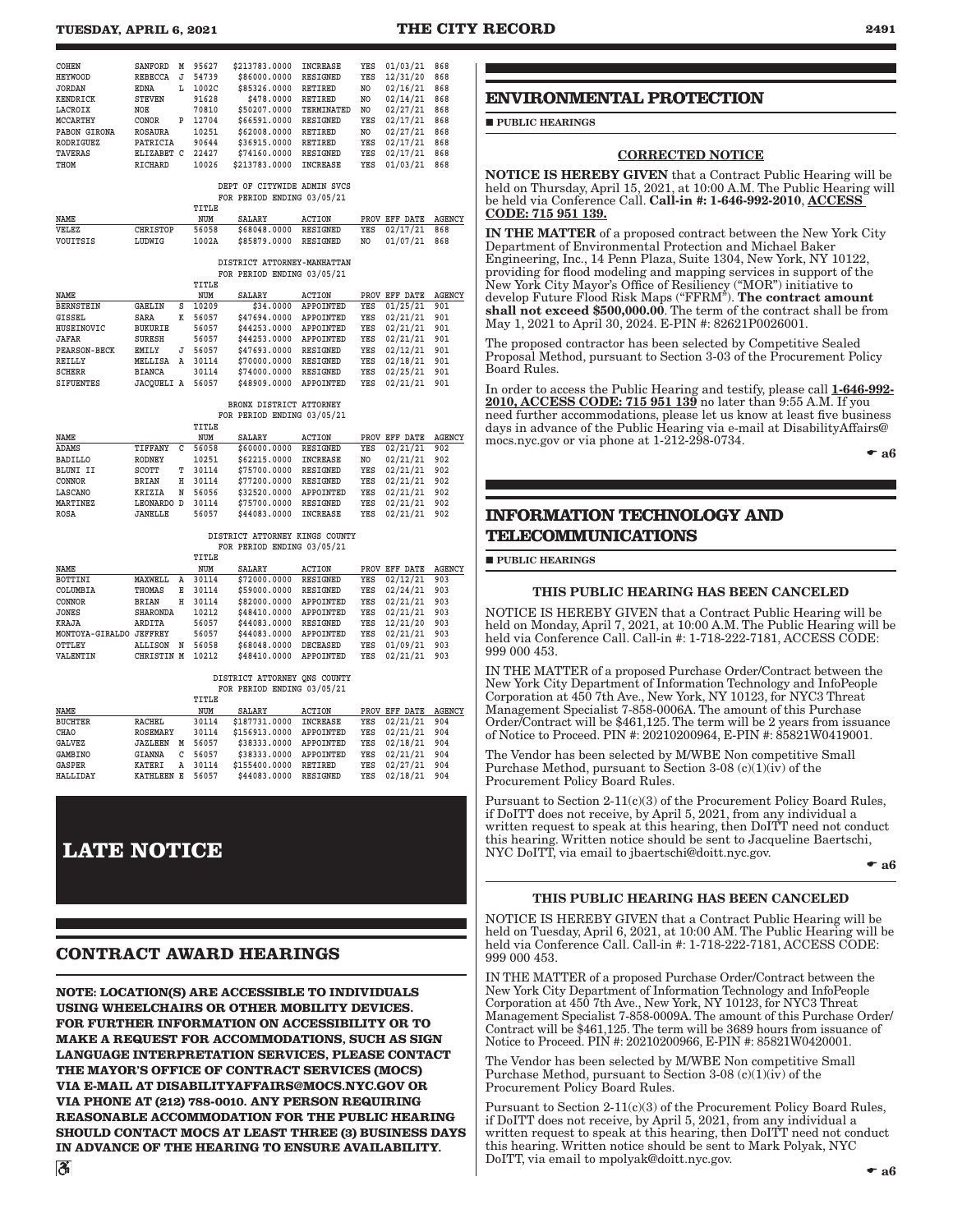| NAME | | | TITLE NUM | SALARY | ACTION | PROV | EFF DATE | AGENCY |
|---|---|---|---|---|---|---|---|---|
| COHEN | SANFORD | M | 95627 | $213783.0000 | INCREASE | YES | 01/03/21 | 868 |
| HEYWOOD | REBECCA | J | 54739 | $86000.0000 | RESIGNED | YES | 12/31/20 | 868 |
| JORDAN | EDNA | L | 1002C | $85326.0000 | RETIRED | NO | 02/16/21 | 868 |
| KENDRICK | STEVEN | | 91628 | $478.0000 | RETIRED | NO | 02/14/21 | 868 |
| LACROIX | NOE | | 70810 | $50207.0000 | TERMINATED | NO | 02/27/21 | 868 |
| MCCARTHY | CONOR | P | 12704 | $66591.0000 | RESIGNED | YES | 02/17/21 | 868 |
| PABON GIRONA | ROSAURA | | 10251 | $62008.0000 | RETIRED | NO | 02/27/21 | 868 |
| RODRIGUEZ | PATRICIA | | 90644 | $36915.0000 | RETIRED | YES | 02/17/21 | 868 |
| TAVERAS | ELIZABET | C | 22427 | $74160.0000 | RESIGNED | YES | 02/17/21 | 868 |
| THOM | RICHARD | | 10026 | $213783.0000 | INCREASE | YES | 01/03/21 | 868 |

DEPT OF CITYWIDE ADMIN SVCS
FOR PERIOD ENDING 03/05/21

| NAME | | | TITLE NUM | SALARY | ACTION | PROV | EFF DATE | AGENCY |
|---|---|---|---|---|---|---|---|---|
| VELEZ | CHRISTOP | | 56058 | $68048.0000 | RESIGNED | YES | 02/17/21 | 868 |
| VOUITSIS | LUDWIG | | 1002A | $85879.0000 | RESIGNED | NO | 01/07/21 | 868 |

DISTRICT ATTORNEY-MANHATTAN
FOR PERIOD ENDING 03/05/21

| NAME | | | TITLE NUM | SALARY | ACTION | PROV | EFF DATE | AGENCY |
|---|---|---|---|---|---|---|---|---|
| BERNSTEIN | GAELIN | S | 10209 | $34.0000 | APPOINTED | YES | 01/25/21 | 901 |
| GISSEL | SARA | K | 56057 | $47694.0000 | APPOINTED | YES | 02/21/21 | 901 |
| HUSEINOVIC | BUKURIE | | 56057 | $44253.0000 | APPOINTED | YES | 02/21/21 | 901 |
| JAFAR | SURESH | | 56057 | $44253.0000 | APPOINTED | YES | 02/21/21 | 901 |
| PEARSON-BECK | EMILY | J | 56057 | $47693.0000 | RESIGNED | YES | 02/12/21 | 901 |
| REILLY | MELLISA | A | 30114 | $70000.0000 | RESIGNED | YES | 02/18/21 | 901 |
| SCHERR | BIANCA | | 30114 | $74000.0000 | RESIGNED | YES | 02/25/21 | 901 |
| SIFUENTES | JACQUELI | A | 56057 | $48909.0000 | APPOINTED | YES | 02/21/21 | 901 |

BRONX DISTRICT ATTORNEY
FOR PERIOD ENDING 03/05/21

| NAME | | | TITLE NUM | SALARY | ACTION | PROV | EFF DATE | AGENCY |
|---|---|---|---|---|---|---|---|---|
| ADAMS | TIFFANY | C | 56058 | $60000.0000 | RESIGNED | YES | 02/21/21 | 902 |
| BADILLO | RODNEY | | 10251 | $62215.0000 | INCREASE | NO | 02/21/21 | 902 |
| BLUNI II | SCOTT | T | 30114 | $75700.0000 | RESIGNED | YES | 02/21/21 | 902 |
| CONNOR | BRIAN | H | 30114 | $77200.0000 | RESIGNED | YES | 02/21/21 | 902 |
| LASCANO | KRIZIA | N | 56056 | $32520.0000 | APPOINTED | YES | 02/21/21 | 902 |
| MARTINEZ | LEONARDO | D | 30114 | $75700.0000 | RESIGNED | YES | 02/21/21 | 902 |
| ROSA | JANELLE | | 56057 | $44083.0000 | INCREASE | YES | 02/21/21 | 902 |

DISTRICT ATTORNEY KINGS COUNTY
FOR PERIOD ENDING 03/05/21

| NAME | | | TITLE NUM | SALARY | ACTION | PROV | EFF DATE | AGENCY |
|---|---|---|---|---|---|---|---|---|
| BOTTINI | MAXWELL | A | 30114 | $72000.0000 | RESIGNED | YES | 02/12/21 | 903 |
| COLUMBIA | THOMAS | E | 30114 | $59000.0000 | RESIGNED | YES | 02/24/21 | 903 |
| CONNOR | BRIAN | H | 30114 | $82000.0000 | APPOINTED | YES | 02/21/21 | 903 |
| JONES | SHARONDA | | 10212 | $48410.0000 | APPOINTED | YES | 02/21/21 | 903 |
| KRAJA | ARDITA | | 56057 | $44083.0000 | RESIGNED | YES | 12/21/20 | 903 |
| MONTOYA-GIRALDO | JEFFREY | | 56057 | $44083.0000 | APPOINTED | YES | 02/21/21 | 903 |
| OTTLEY | ALLISON | N | 56058 | $68048.0000 | DECEASED | YES | 01/09/21 | 903 |
| VALENTIN | CHRISTIN | M | 10212 | $48410.0000 | APPOINTED | YES | 02/21/21 | 903 |

DISTRICT ATTORNEY QNS COUNTY
FOR PERIOD ENDING 03/05/21

| NAME | | | TITLE NUM | SALARY | ACTION | PROV | EFF DATE | AGENCY |
|---|---|---|---|---|---|---|---|---|
| BUCHTER | RACHEL | | 30114 | $187731.0000 | INCREASE | YES | 02/21/21 | 904 |
| CHAO | ROSEMARY | | 30114 | $156913.0000 | APPOINTED | YES | 02/21/21 | 904 |
| GALVEZ | JAZLEEN | M | 56057 | $38333.0000 | APPOINTED | YES | 02/18/21 | 904 |
| GAMBINO | GIANNA | C | 56057 | $38333.0000 | APPOINTED | YES | 02/21/21 | 904 |
| GASPER | KATERI | A | 30114 | $155400.0000 | RETIRED | YES | 02/27/21 | 904 |
| HALLIDAY | KATHLEEN | E | 56057 | $44083.0000 | RESIGNED | YES | 02/18/21 | 904 |

# LATE NOTICE

## CONTRACT AWARD HEARINGS

**NOTE: LOCATION(S) ARE ACCESSIBLE TO INDIVIDUALS USING WHEELCHAIRS OR OTHER MOBILITY DEVICES. FOR FURTHER INFORMATION ON ACCESSIBILITY OR TO MAKE A REQUEST FOR ACCOMMODATIONS, SUCH AS SIGN LANGUAGE INTERPRETATION SERVICES, PLEASE CONTACT THE MAYOR'S OFFICE OF CONTRACT SERVICES (MOCS) VIA E-MAIL AT DISABILITYAFFAIRS@MOCS.NYC.GOV OR VIA PHONE AT (212) 788-0010. ANY PERSON REQUIRING REASONABLE ACCOMMODATION FOR THE PUBLIC HEARING SHOULD CONTACT MOCS AT LEAST THREE (3) BUSINESS DAYS IN ADVANCE OF THE HEARING TO ENSURE AVAILABILITY.**

## ENVIRONMENTAL PROTECTION

■ **PUBLIC HEARINGS**

### CORRECTED NOTICE

**NOTICE IS HEREBY GIVEN** that a Contract Public Hearing will be held on Thursday, April 15, 2021, at 10:00 A.M. The Public Hearing will be held via Conference Call. **Call-in #: 1-646-992-2010, ACCESS CODE: 715 951 139.**

**IN THE MATTER** of a proposed contract between the New York City Department of Environmental Protection and Michael Baker Engineering, Inc., 14 Penn Plaza, Suite 1304, New York, NY 10122, providing for flood modeling and mapping services in support of the New York City Mayor's Office of Resiliency ("MOR") initiative to develop Future Flood Risk Maps ("FFRM"). **The contract amount shall not exceed $500,000.00**. The term of the contract shall be from May 1, 2021 to April 30, 2024. E-PIN #: 82621P0026001.

The proposed contractor has been selected by Competitive Sealed Proposal Method, pursuant to Section 3-03 of the Procurement Policy Board Rules.

In order to access the Public Hearing and testify, please call **1-646-992-2010, ACCESS CODE: 715 951 139** no later than 9:55 A.M. If you need further accommodations, please let us know at least five business days in advance of the Public Hearing via e-mail at DisabilityAffairs@mocs.nyc.gov or via phone at 1-212-298-0734.

☛ **a6**

## INFORMATION TECHNOLOGY AND TELECOMMUNICATIONS

■ **PUBLIC HEARINGS**

### THIS PUBLIC HEARING HAS BEEN CANCELED

NOTICE IS HEREBY GIVEN that a Contract Public Hearing will be held on Monday, April 7, 2021, at 10:00 A.M. The Public Hearing will be held via Conference Call. Call-in #: 1-718-222-7181, ACCESS CODE: 999 000 453.

IN THE MATTER of a proposed Purchase Order/Contract between the New York City Department of Information Technology and InfoPeople Corporation at 450 7th Ave., New York, NY 10123, for NYC3 Threat Management Specialist 7-858-0006A. The amount of this Purchase Order/Contract will be $461,125. The term will be 2 years from issuance of Notice to Proceed. PIN #: 20210200964, E-PIN #: 85821W0419001.

The Vendor has been selected by M/WBE Non competitive Small Purchase Method, pursuant to Section 3-08 (c)(1)(iv) of the Procurement Policy Board Rules.

Pursuant to Section 2-11(c)(3) of the Procurement Policy Board Rules, if DoITT does not receive, by April 5, 2021, from any individual a written request to speak at this hearing, then DoITT need not conduct this hearing. Written notice should be sent to Jacqueline Baertschi, NYC DoITT, via email to jbaertschi@doitt.nyc.gov.

☛ **a6**

### THIS PUBLIC HEARING HAS BEEN CANCELED

NOTICE IS HEREBY GIVEN that a Contract Public Hearing will be held on Tuesday, April 6, 2021, at 10:00 AM. The Public Hearing will be held via Conference Call. Call-in #: 1-718-222-7181, ACCESS CODE: 999 000 453.

IN THE MATTER of a proposed Purchase Order/Contract between the New York City Department of Information Technology and InfoPeople Corporation at 450 7th Ave., New York, NY 10123, for NYC3 Threat Management Specialist 7-858-0009A. The amount of this Purchase Order/Contract will be $461,125. The term will be 3689 hours from issuance of Notice to Proceed. PIN #: 20210200966, E-PIN #: 85821W0420001.

The Vendor has been selected by M/WBE Non competitive Small Purchase Method, pursuant to Section 3-08 (c)(1)(iv) of the Procurement Policy Board Rules.

Pursuant to Section 2-11(c)(3) of the Procurement Policy Board Rules, if DoITT does not receive, by April 5, 2021, from any individual a written request to speak at this hearing, then DoITT need not conduct this hearing. Written notice should be sent to Mark Polyak, NYC DoITT, via email to mpolyak@doitt.nyc.gov.

☛ **a6**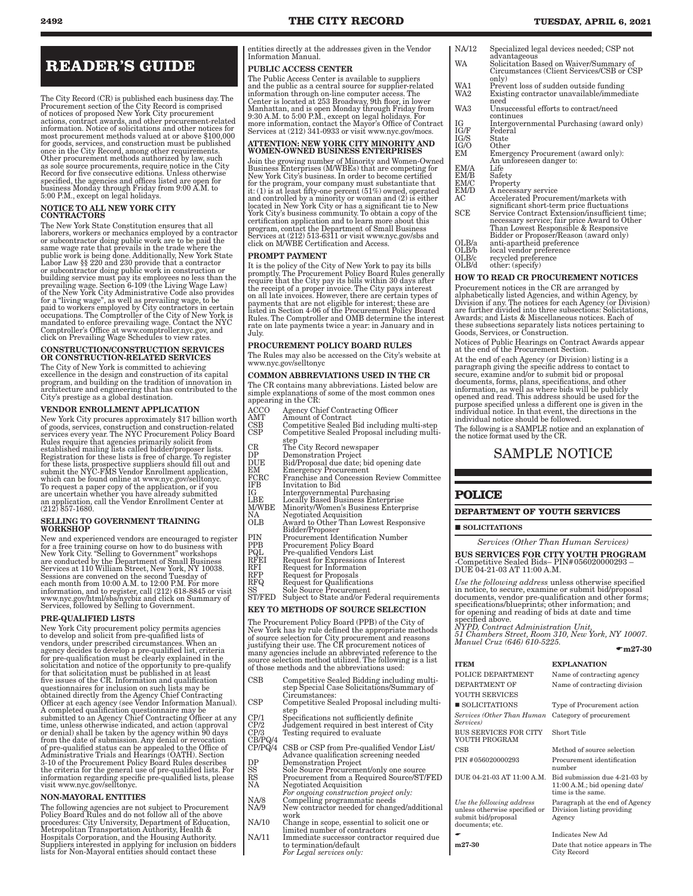# READER'S GUIDE

The City Record (CR) is published each business day. The Procurement section of the City Record is comprised of notices of proposed New York City procurement actions, contract awards, and other procurement-related information. Notice of solicitations and other notices for most procurement methods valued at or above $100,000 for goods, services, and construction must be published once in the City Record, among other requirements. Other procurement methods authorized by law, such as sole source procurements, require notice in the City Record for five consecutive editions. Unless otherwise specified, the agencies and offices listed are open for business Monday through Friday from 9:00 A.M. to 5:00 P.M., except on legal holidays.

## NOTICE TO ALL NEW YORK CITY CONTRACTORS

The New York State Constitution ensures that all laborers, workers or mechanics employed by a contractor or subcontractor doing public work are to be paid the same wage rate that prevails in the trade where the public work is being done. Additionally, New York State Labor Law §§ 220 and 230 provide that a contractor or subcontractor doing public work in construction or building service must pay its employees no less than the prevailing wage. Section 6-109 (the Living Wage Law) of the New York City Administrative Code also provides for a "living wage", as well as prevailing wage, to be paid to workers employed by City contractors in certain occupations. The Comptroller of the City of New York is mandated to enforce prevailing wage. Contact the NYC Comptroller's Office at www.comptroller.nyc.gov, and click on Prevailing Wage Schedules to view rates.

## CONSTRUCTION/CONSTRUCTION SERVICES OR CONSTRUCTION-RELATED SERVICES

The City of New York is committed to achieving excellence in the design and construction of its capital program, and building on the tradition of innovation in architecture and engineering that has contributed to the City's prestige as a global destination.

## VENDOR ENROLLMENT APPLICATION

New York City procures approximately $17 billion worth of goods, services, construction and construction-related services every year. The NYC Procurement Policy Board Rules require that agencies primarily solicit from established mailing lists called bidder/proposer lists. Registration for these lists is free of charge. To register for these lists, prospective suppliers should fill out and submit the NYC-FMS Vendor Enrollment application, which can be found online at www.nyc.gov/selltonyc. To request a paper copy of the application, or if you are uncertain whether you have already submitted an application, call the Vendor Enrollment Center at (212) 857-1680.

## SELLING TO GOVERNMENT TRAINING WORKSHOP

New and experienced vendors are encouraged to register for a free training course on how to do business with New York City. "Selling to Government" workshops are conducted by the Department of Small Business Services at 110 William Street, New York, NY 10038. Sessions are convened on the second Tuesday of each month from 10:00 A.M. to 12:00 P.M. For more information, and to register, call (212) 618-8845 or visit www.nyc.gov/html/sbs/nycbiz and click on Summary of Services, followed by Selling to Government.

## PRE-QUALIFIED LISTS

New York City procurement policy permits agencies to develop and solicit from pre-qualified lists of vendors, under prescribed circumstances. When an agency decides to develop a pre-qualified list, criteria for pre-qualification must be clearly explained in the solicitation and notice of the opportunity to pre-qualify for that solicitation must be published in at least five issues of the CR. Information and qualification questionnaires for inclusion on such lists may be obtained directly from the Agency Chief Contracting Officer at each agency (see Vendor Information Manual). A completed qualification questionnaire may be submitted to an Agency Chief Contracting Officer at any time, unless otherwise indicated, and action (approval or denial) shall be taken by the agency within 90 days from the date of submission. Any denial or revocation of pre-qualified status can be appealed to the Office of Administrative Trials and Hearings (OATH). Section 3-10 of the Procurement Policy Board Rules describes the criteria for the general use of pre-qualified lists. For information regarding specific pre-qualified lists, please visit www.nyc.gov/selltonyc.

## NON-MAYORAL ENTITIES

The following agencies are not subject to Procurement Policy Board Rules and do not follow all of the above procedures: City University, Department of Education, Metropolitan Transportation Authority, Health & Hospitals Corporation, and the Housing Authority. Suppliers interested in applying for inclusion on bidders lists for Non-Mayoral entities should contact these entities directly at the addresses given in the Vendor Information Manual.

## PUBLIC ACCESS CENTER

The Public Access Center is available to suppliers and the public as a central source for supplier-related information through on-line computer access. The Center is located at 253 Broadway, 9th floor, in lower Manhattan, and is open Monday through Friday from 9:30 A.M. to 5:00 P.M., except on legal holidays. For more information, contact the Mayor's Office of Contract Services at (212) 341-0933 or visit www.nyc.gov/mocs.

## ATTENTION: NEW YORK CITY MINORITY AND WOMEN-OWNED BUSINESS ENTERPRISES

Join the growing number of Minority and Women-Owned Business Enterprises (M/WBEs) that are competing for New York City's business. In order to become certified for the program, your company must substantiate that it: (1) is at least fifty-one percent (51%) owned, operated and controlled by a minority or woman and (2) is either located in New York City or has a significant tie to New York City's business community. To obtain a copy of the certification application and to learn more about this program, contact the Department of Small Business Services at (212) 513-6311 or visit www.nyc.gov/sbs and click on M/WBE Certification and Access.

## PROMPT PAYMENT

It is the policy of the City of New York to pay its bills promptly. The Procurement Policy Board Rules generally require that the City pay its bills within 30 days after the receipt of a proper invoice. The City pays interest on all late invoices. However, there are certain types of payments that are not eligible for interest; these are listed in Section 4-06 of the Procurement Policy Board Rules. The Comptroller and OMB determine the interest rate on late payments twice a year: in January and in July.

## PROCUREMENT POLICY BOARD RULES

The Rules may also be accessed on the City's website at www.nyc.gov/selltonyc

## COMMON ABBREVIATIONS USED IN THE CR

The CR contains many abbreviations. Listed below are simple explanations of some of the most common ones appearing in the CR:

| | |
|---|---|
| ACCO | Agency Chief Contracting Officer |
| AMT | Amount of Contract |
| CSB | Competitive Sealed Bid including multi-step |
| CSP | Competitive Sealed Proposal including multi-step |
| CR | The City Record newspaper |
| DP | Demonstration Project |
| DUE | Bid/Proposal due date; bid opening date |
| EM | Emergency Procurement |
| FCRC | Franchise and Concession Review Committee |
| IFB | Invitation to Bid |
| IG | Intergovernmental Purchasing |
| LBE | Locally Based Business Enterprise |
| M/WBE | Minority/Women's Business Enterprise |
| NA | Negotiated Acquisition |
| OLB | Award to Other Than Lowest Responsive Bidder/Proposer |
| PIN | Procurement Identification Number |
| PPB | Procurement Policy Board |
| PQL | Pre-qualified Vendors List |
| RFEI | Request for Expressions of Interest |
| RFI | Request for Information |
| RFP | Request for Proposals |
| RFQ | Request for Qualifications |
| SS | Sole Source Procurement |
| ST/FED | Subject to State and/or Federal requirements |

## KEY TO METHODS OF SOURCE SELECTION

The Procurement Policy Board (PPB) of the City of New York has by rule defined the appropriate methods of source selection for City procurement and reasons justifying their use. The CR procurement notices of many agencies include an abbreviated reference to the source selection method utilized. The following is a list of those methods and the abbreviations used:

| | |
|---|---|
| CSB | Competitive Sealed Bidding including multi-step Special Case Solicitations/Summary of Circumstances: |
| CSP | Competitive Sealed Proposal including multi-step |
| CP/1 | Specifications not sufficiently definite |
| CP/2 | Judgement required in best interest of City |
| CP/3 | Testing required to evaluate |
| CB/PQ/4 | |
| CP/PQ/4 | CSB or CSP from Pre-qualified Vendor List/ Advance qualification screening needed |
| DP | Demonstration Project |
| SS | Sole Source Procurement/only one source |
| RS | Procurement from a Required Source/ST/FED |
| NA | Negotiated Acquisition |
| | *For ongoing construction project only:* |
| NA/8 | Compelling programmatic needs |
| NA/9 | New contractor needed for changed/additional work |
| NA/10 | Change in scope, essential to solicit one or limited number of contractors |
| NA/11 | Immediate successor contractor required due to termination/default |
| | *For Legal services only:* |
| NA/12 | Specialized legal devices needed; CSP not advantageous |
| WA | Solicitation Based on Waiver/Summary of Circumstances (Client Services/CSB or CSP only) |
| WA1 | Prevent loss of sudden outside funding |
| WA2 | Existing contractor unavailable/immediate need |
| WA3 | Unsuccessful efforts to contract/need continues |
| IG | Intergovernmental Purchasing (award only) |
| IG/F | Federal |
| IG/S | State |
| IG/O | Other |
| EM | Emergency Procurement (award only): An unforeseen danger to: |
| EM/A | Life |
| EM/B | Safety |
| EM/C | Property |
| EM/D | A necessary service |
| AC | Accelerated Procurement/markets with significant short-term price fluctuations |
| SCE | Service Contract Extension/insufficient time; necessary service; fair price Award to Other Than Lowest Responsible & Responsive Bidder or Proposer/Reason (award only) |
| OLB/a | anti-apartheid preference |
| OLB/b | local vendor preference |
| OLB/c | recycled preference |
| OLB/d | other: (specify) |

## HOW TO READ CR PROCUREMENT NOTICES

Procurement notices in the CR are arranged by alphabetically listed Agencies, and within Agency, by Division if any. The notices for each Agency (or Division) are further divided into three subsections: Solicitations, Awards; and Lists & Miscellaneous notices. Each of these subsections separately lists notices pertaining to Goods, Services, or Construction.

Notices of Public Hearings on Contract Awards appear at the end of the Procurement Section.

At the end of each Agency (or Division) listing is a paragraph giving the specific address to contact to secure, examine and/or to submit bid or proposal documents, forms, plans, specifications, and other information, as well as where bids will be publicly opened and read. This address should be used for the purpose specified unless a different one is given in the individual notice. In that event, the directions in the individual notice should be followed.

The following is a SAMPLE notice and an explanation of the notice format used by the CR.

# SAMPLE NOTICE

## POLICE

### DEPARTMENT OF YOUTH SERVICES

■ SOLICITATIONS

*Services (Other Than Human Services)*

**BUS SERVICES FOR CITY YOUTH PROGRAM** -Competitive Sealed Bids– PIN# 056020000293 – DUE 04-21-03 AT 11:00 A.M.

*Use the following address* unless otherwise specified in notice, to secure, examine or submit bid/proposal documents, vendor pre-qualification and other forms; specifications/blueprints; other information; and for opening and reading of bids at date and time specified above.

*NYPD, Contract Administration Unit, 51 Chambers Street, Room 310, New York, NY 10007. Manuel Cruz (646) 610-5225.*

☛ m27-30

| ITEM | EXPLANATION |
|---|---|
| POLICE DEPARTMENT | Name of contracting agency |
| DEPARTMENT OF YOUTH SERVICES | Name of contracting division |
| ■ SOLICITATIONS | Type of Procurement action |
| *Services (Other Than Human Services)* | Category of procurement |
| BUS SERVICES FOR CITY YOUTH PROGRAM | Short Title |
| CSB | Method of source selection |
| PIN #056020000293 | Procurement identification number |
| DUE 04-21-03 AT 11:00 A.M. | Bid submission due 4-21-03 by 11:00 A.M.; bid opening date/time is the same. |
| *Use the following address* unless otherwise specified or submit bid/proposal documents; etc. | Paragraph at the end of Agency Division listing providing Agency |
| ☛ | Indicates New Ad |
| **m27-30** | Date that notice appears in The City Record |